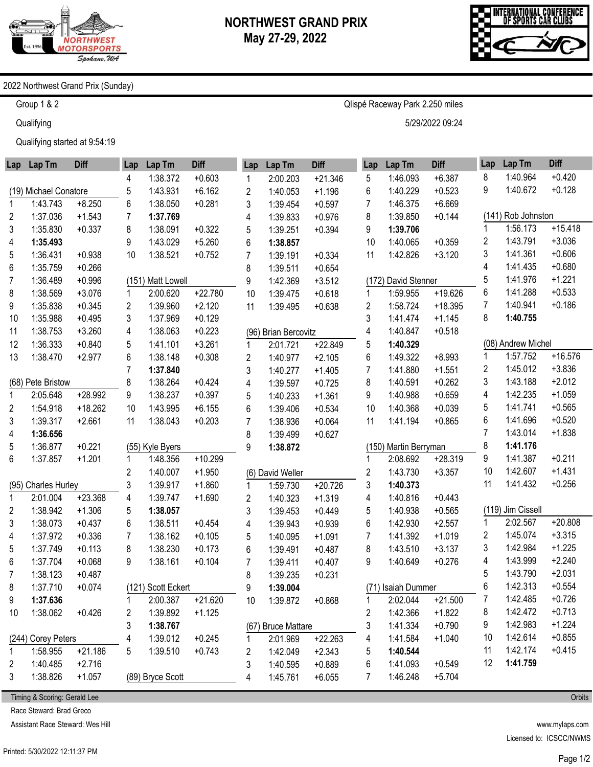# NORTHWEST GRAND PRIX
## May 27-29, 2022

2022 Northwest Grand Prix (Sunday)

Group 1 & 2 — Qlispé Raceway Park 2.250 miles

Qualifying — 5/29/2022 09:24

Qualifying started at 9:54:19

### (19) Michael Conatore

| Lap | Lap Tm | Diff |
|---|---|---|
| 1 | 1:43.743 | +8.250 |
| 2 | 1:37.036 | +1.543 |
| 3 | 1:35.830 | +0.337 |
| 4 | **1:35.493** | |
| 5 | 1:36.431 | +0.938 |
| 6 | 1:35.759 | +0.266 |
| 7 | 1:36.489 | +0.996 |
| 8 | 1:38.569 | +3.076 |
| 9 | 1:35.838 | +0.345 |
| 10 | 1:35.988 | +0.495 |
| 11 | 1:38.753 | +3.260 |
| 12 | 1:36.333 | +0.840 |
| 13 | 1:38.470 | +2.977 |

### (68) Pete Bristow

| Lap | Lap Tm | Diff |
|---|---|---|
| 1 | 2:05.648 | +28.992 |
| 2 | 1:54.918 | +18.262 |
| 3 | 1:39.317 | +2.661 |
| 4 | **1:36.656** | |
| 5 | 1:36.877 | +0.221 |
| 6 | 1:37.857 | +1.201 |

### (95) Charles Hurley

| Lap | Lap Tm | Diff |
|---|---|---|
| 1 | 2:01.004 | +23.368 |
| 2 | 1:38.942 | +1.306 |
| 3 | 1:38.073 | +0.437 |
| 4 | 1:37.972 | +0.336 |
| 5 | 1:37.749 | +0.113 |
| 6 | 1:37.704 | +0.068 |
| 7 | 1:38.123 | +0.487 |
| 8 | 1:37.710 | +0.074 |
| 9 | **1:37.636** | |
| 10 | 1:38.062 | +0.426 |

### (244) Corey Peters

| Lap | Lap Tm | Diff |
|---|---|---|
| 1 | 1:58.955 | +21.186 |
| 2 | 1:40.485 | +2.716 |
| 3 | 1:38.826 | +1.057 |
| 4 | 1:38.372 | +0.603 |
| 5 | 1:43.931 | +6.162 |
| 6 | 1:38.050 | +0.281 |
| 7 | **1:37.769** | |
| 8 | 1:38.091 | +0.322 |
| 9 | 1:43.029 | +5.260 |
| 10 | 1:38.521 | +0.752 |

### (151) Matt Lowell

| Lap | Lap Tm | Diff |
|---|---|---|
| 1 | 2:00.620 | +22.780 |
| 2 | 1:39.960 | +2.120 |
| 3 | 1:37.969 | +0.129 |
| 4 | 1:38.063 | +0.223 |
| 5 | 1:41.101 | +3.261 |
| 6 | 1:38.148 | +0.308 |
| 7 | **1:37.840** | |
| 8 | 1:38.264 | +0.424 |
| 9 | 1:38.237 | +0.397 |
| 10 | 1:43.995 | +6.155 |
| 11 | 1:38.043 | +0.203 |

### (55) Kyle Byers

| Lap | Lap Tm | Diff |
|---|---|---|
| 1 | 1:48.356 | +10.299 |
| 2 | 1:40.007 | +1.950 |
| 3 | 1:39.917 | +1.860 |
| 4 | 1:39.747 | +1.690 |
| 5 | **1:38.057** | |
| 6 | 1:38.511 | +0.454 |
| 7 | 1:38.162 | +0.105 |
| 8 | 1:38.230 | +0.173 |
| 9 | 1:38.161 | +0.104 |

### (121) Scott Eckert

| Lap | Lap Tm | Diff |
|---|---|---|
| 1 | 2:00.387 | +21.620 |
| 2 | 1:39.892 | +1.125 |
| 3 | **1:38.767** | |
| 4 | 1:39.012 | +0.245 |
| 5 | 1:39.510 | +0.743 |

### (89) Bryce Scott

| Lap | Lap Tm | Diff |
|---|---|---|
| 1 | 2:00.203 | +21.346 |
| 2 | 1:40.053 | +1.196 |
| 3 | 1:39.454 | +0.597 |
| 4 | 1:39.833 | +0.976 |
| 5 | 1:39.251 | +0.394 |
| 6 | **1:38.857** | |
| 7 | 1:39.191 | +0.334 |
| 8 | 1:39.511 | +0.654 |
| 9 | 1:42.369 | +3.512 |
| 10 | 1:39.475 | +0.618 |
| 11 | 1:39.495 | +0.638 |

### (96) Brian Bercovitz

| Lap | Lap Tm | Diff |
|---|---|---|
| 1 | 2:01.721 | +22.849 |
| 2 | 1:40.977 | +2.105 |
| 3 | 1:40.277 | +1.405 |
| 4 | 1:39.597 | +0.725 |
| 5 | 1:40.233 | +1.361 |
| 6 | 1:39.406 | +0.534 |
| 7 | 1:38.936 | +0.064 |
| 8 | 1:39.499 | +0.627 |
| 9 | **1:38.872** | |

### (6) David Weller

| Lap | Lap Tm | Diff |
|---|---|---|
| 1 | 1:59.730 | +20.726 |
| 2 | 1:40.323 | +1.319 |
| 3 | 1:39.453 | +0.449 |
| 4 | 1:39.943 | +0.939 |
| 5 | 1:40.095 | +1.091 |
| 6 | 1:39.491 | +0.487 |
| 7 | 1:39.411 | +0.407 |
| 8 | 1:39.235 | +0.231 |
| 9 | **1:39.004** | |
| 10 | 1:39.872 | +0.868 |

### (67) Bruce Mattare

| Lap | Lap Tm | Diff |
|---|---|---|
| 1 | 2:01.969 | +22.263 |
| 2 | 1:42.049 | +2.343 |
| 3 | 1:40.595 | +0.889 |
| 4 | 1:45.761 | +6.055 |
| 5 | 1:46.093 | +6.387 |
| 6 | 1:40.229 | +0.523 |
| 7 | 1:46.375 | +6.669 |
| 8 | 1:39.850 | +0.144 |
| 9 | **1:39.706** | |
| 10 | 1:40.065 | +0.359 |
| 11 | 1:42.826 | +3.120 |

### (172) David Stenner

| Lap | Lap Tm | Diff |
|---|---|---|
| 1 | 1:59.955 | +19.626 |
| 2 | 1:58.724 | +18.395 |
| 3 | 1:41.474 | +1.145 |
| 4 | 1:40.847 | +0.518 |
| 5 | **1:40.329** | |
| 6 | 1:49.322 | +8.993 |
| 7 | 1:41.880 | +1.551 |
| 8 | 1:40.591 | +0.262 |
| 9 | 1:40.988 | +0.659 |
| 10 | 1:40.368 | +0.039 |
| 11 | 1:41.194 | +0.865 |

### (150) Martin Berryman

| Lap | Lap Tm | Diff |
|---|---|---|
| 1 | 2:08.692 | +28.319 |
| 2 | 1:43.730 | +3.357 |
| 3 | **1:40.373** | |
| 4 | 1:40.816 | +0.443 |
| 5 | 1:40.938 | +0.565 |
| 6 | 1:42.930 | +2.557 |
| 7 | 1:41.392 | +1.019 |
| 8 | 1:43.510 | +3.137 |
| 9 | 1:40.649 | +0.276 |

### (71) Isaiah Dummer

| Lap | Lap Tm | Diff |
|---|---|---|
| 1 | 2:02.044 | +21.500 |
| 2 | 1:42.366 | +1.822 |
| 3 | 1:41.334 | +0.790 |
| 4 | 1:41.584 | +1.040 |
| 5 | **1:40.544** | |
| 6 | 1:41.093 | +0.549 |
| 7 | 1:46.248 | +5.704 |
| 8 | 1:40.964 | +0.420 |
| 9 | 1:40.672 | +0.128 |

### (141) Rob Johnston

| Lap | Lap Tm | Diff |
|---|---|---|
| 1 | 1:56.173 | +15.418 |
| 2 | 1:43.791 | +3.036 |
| 3 | 1:41.361 | +0.606 |
| 4 | 1:41.435 | +0.680 |
| 5 | 1:41.976 | +1.221 |
| 6 | 1:41.288 | +0.533 |
| 7 | 1:40.941 | +0.186 |
| 8 | **1:40.755** | |

### (08) Andrew Michel

| Lap | Lap Tm | Diff |
|---|---|---|
| 1 | 1:57.752 | +16.576 |
| 2 | 1:45.012 | +3.836 |
| 3 | 1:43.188 | +2.012 |
| 4 | 1:42.235 | +1.059 |
| 5 | 1:41.741 | +0.565 |
| 6 | 1:41.696 | +0.520 |
| 7 | 1:43.014 | +1.838 |
| 8 | **1:41.176** | |
| 9 | 1:41.387 | +0.211 |
| 10 | 1:42.607 | +1.431 |
| 11 | 1:41.432 | +0.256 |

### (119) Jim Cissell

| Lap | Lap Tm | Diff |
|---|---|---|
| 1 | 2:02.567 | +20.808 |
| 2 | 1:45.074 | +3.315 |
| 3 | 1:42.984 | +1.225 |
| 4 | 1:43.999 | +2.240 |
| 5 | 1:43.790 | +2.031 |
| 6 | 1:42.313 | +0.554 |
| 7 | 1:42.485 | +0.726 |
| 8 | 1:42.472 | +0.713 |
| 9 | 1:42.983 | +1.224 |
| 10 | 1:42.614 | +0.855 |
| 11 | 1:42.174 | +0.415 |
| 12 | **1:41.759** | |

Timing & Scoring: Gerald Lee — Orbits

Race Steward: Brad Greco

Assistant Race Steward: Wes Hill

www.mylaps.com

Licensed to: ICSCC/NWMS

Printed: 5/30/2022 12:11:37 PM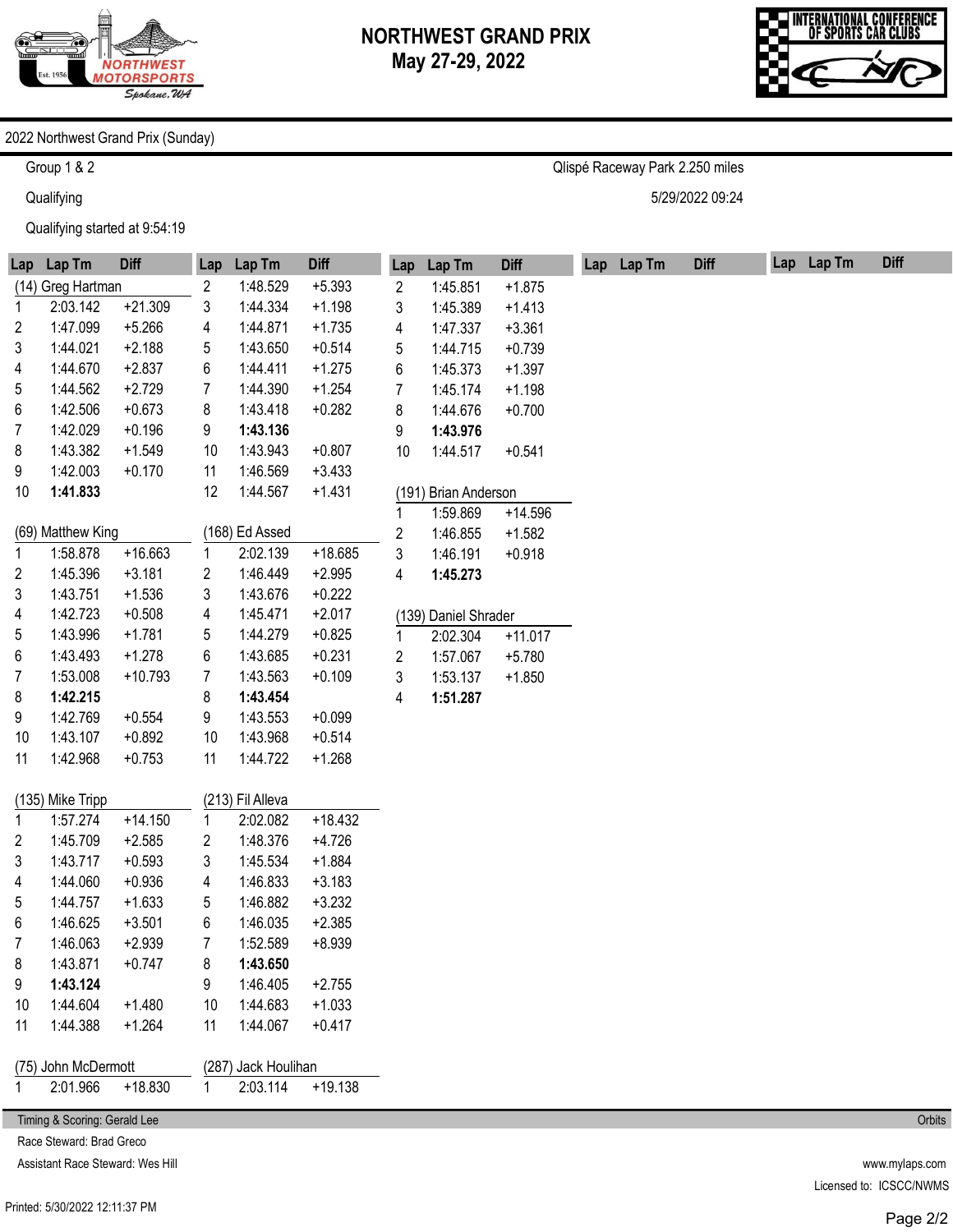# NORTHWEST GRAND PRIX
May 27-29, 2022

2022 Northwest Grand Prix (Sunday)

Group 1 & 2 — Qlispé Raceway Park 2.250 miles

Qualifying — 5/29/2022 09:24

Qualifying started at 9:54:19

### (14) Greg Hartman

| Lap | Lap Tm | Diff |
|---|---|---|
| 1 | 2:03.142 | +21.309 |
| 2 | 1:47.099 | +5.266 |
| 3 | 1:44.021 | +2.188 |
| 4 | 1:44.670 | +2.837 |
| 5 | 1:44.562 | +2.729 |
| 6 | 1:42.506 | +0.673 |
| 7 | 1:42.029 | +0.196 |
| 8 | 1:43.382 | +1.549 |
| 9 | 1:42.003 | +0.170 |
| 10 | **1:41.833** | |

### (69) Matthew King

| Lap | Lap Tm | Diff |
|---|---|---|
| 1 | 1:58.878 | +16.663 |
| 2 | 1:45.396 | +3.181 |
| 3 | 1:43.751 | +1.536 |
| 4 | 1:42.723 | +0.508 |
| 5 | 1:43.996 | +1.781 |
| 6 | 1:43.493 | +1.278 |
| 7 | 1:53.008 | +10.793 |
| 8 | **1:42.215** | |
| 9 | 1:42.769 | +0.554 |
| 10 | 1:43.107 | +0.892 |
| 11 | 1:42.968 | +0.753 |

### (135) Mike Tripp

| Lap | Lap Tm | Diff |
|---|---|---|
| 1 | 1:57.274 | +14.150 |
| 2 | 1:45.709 | +2.585 |
| 3 | 1:43.717 | +0.593 |
| 4 | 1:44.060 | +0.936 |
| 5 | 1:44.757 | +1.633 |
| 6 | 1:46.625 | +3.501 |
| 7 | 1:46.063 | +2.939 |
| 8 | 1:43.871 | +0.747 |
| 9 | **1:43.124** | |
| 10 | 1:44.604 | +1.480 |
| 11 | 1:44.388 | +1.264 |

### (75) John McDermott

| Lap | Lap Tm | Diff |
|---|---|---|
| 1 | 2:01.966 | +18.830 |
| 2 | 1:48.529 | +5.393 |
| 3 | 1:44.334 | +1.198 |
| 4 | 1:44.871 | +1.735 |
| 5 | 1:43.650 | +0.514 |
| 6 | 1:44.411 | +1.275 |
| 7 | 1:44.390 | +1.254 |
| 8 | 1:43.418 | +0.282 |
| 9 | **1:43.136** | |
| 10 | 1:43.943 | +0.807 |
| 11 | 1:46.569 | +3.433 |
| 12 | 1:44.567 | +1.431 |

### (168) Ed Assed

| Lap | Lap Tm | Diff |
|---|---|---|
| 1 | 2:02.139 | +18.685 |
| 2 | 1:46.449 | +2.995 |
| 3 | 1:43.676 | +0.222 |
| 4 | 1:45.471 | +2.017 |
| 5 | 1:44.279 | +0.825 |
| 6 | 1:43.685 | +0.231 |
| 7 | 1:43.563 | +0.109 |
| 8 | **1:43.454** | |
| 9 | 1:43.553 | +0.099 |
| 10 | 1:43.968 | +0.514 |
| 11 | 1:44.722 | +1.268 |

### (213) Fil Alleva

| Lap | Lap Tm | Diff |
|---|---|---|
| 1 | 2:02.082 | +18.432 |
| 2 | 1:48.376 | +4.726 |
| 3 | 1:45.534 | +1.884 |
| 4 | 1:46.833 | +3.183 |
| 5 | 1:46.882 | +3.232 |
| 6 | 1:46.035 | +2.385 |
| 7 | 1:52.589 | +8.939 |
| 8 | **1:43.650** | |
| 9 | 1:46.405 | +2.755 |
| 10 | 1:44.683 | +1.033 |
| 11 | 1:44.067 | +0.417 |

### (287) Jack Houlihan

| Lap | Lap Tm | Diff |
|---|---|---|
| 1 | 2:03.114 | +19.138 |
| 2 | 1:45.851 | +1.875 |
| 3 | 1:45.389 | +1.413 |
| 4 | 1:47.337 | +3.361 |
| 5 | 1:44.715 | +0.739 |
| 6 | 1:45.373 | +1.397 |
| 7 | 1:45.174 | +1.198 |
| 8 | 1:44.676 | +0.700 |
| 9 | **1:43.976** | |
| 10 | 1:44.517 | +0.541 |

### (191) Brian Anderson

| Lap | Lap Tm | Diff |
|---|---|---|
| 1 | 1:59.869 | +14.596 |
| 2 | 1:46.855 | +1.582 |
| 3 | 1:46.191 | +0.918 |
| 4 | **1:45.273** | |

### (139) Daniel Shrader

| Lap | Lap Tm | Diff |
|---|---|---|
| 1 | 2:02.304 | +11.017 |
| 2 | 1:57.067 | +5.780 |
| 3 | 1:53.137 | +1.850 |
| 4 | **1:51.287** | |

Timing & Scoring: Gerald Lee

Race Steward: Brad Greco

Assistant Race Steward: Wes Hill

Orbits — www.mylaps.com — Licensed to: ICSCC/NWMS

Printed: 5/30/2022 12:11:37 PM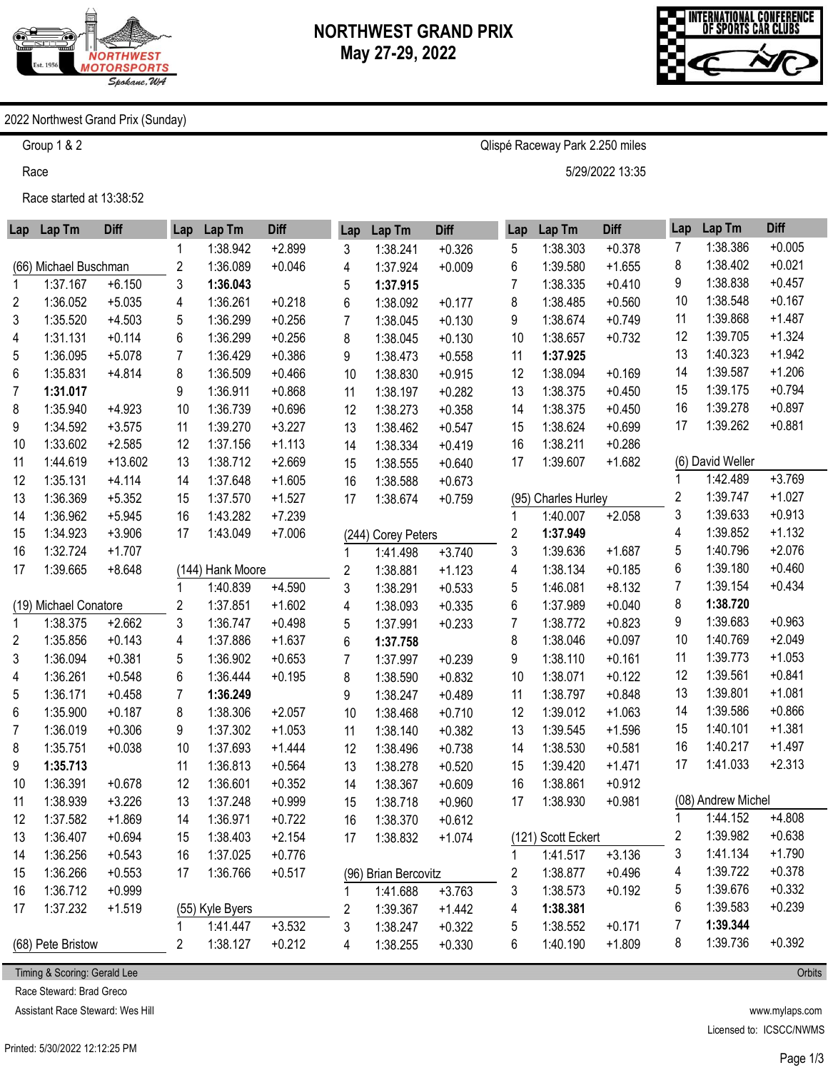# NORTHWEST GRAND PRIX
## May 27-29, 2022

2022 Northwest Grand Prix (Sunday)

Group 1 & 2 — Qlispé Raceway Park 2.250 miles

Race — 5/29/2022 13:35

Race started at 13:38:52

### (66) Michael Buschman

| Lap | Lap Tm | Diff |
|---|---|---|
| 1 | 1:37.167 | +6.150 |
| 2 | 1:36.052 | +5.035 |
| 3 | 1:35.520 | +4.503 |
| 4 | 1:31.131 | +0.114 |
| 5 | 1:36.095 | +5.078 |
| 6 | 1:35.831 | +4.814 |
| 7 | **1:31.017** | |
| 8 | 1:35.940 | +4.923 |
| 9 | 1:34.592 | +3.575 |
| 10 | 1:33.602 | +2.585 |
| 11 | 1:44.619 | +13.602 |
| 12 | 1:35.131 | +4.114 |
| 13 | 1:36.369 | +5.352 |
| 14 | 1:36.962 | +5.945 |
| 15 | 1:34.923 | +3.906 |
| 16 | 1:32.724 | +1.707 |
| 17 | 1:39.665 | +8.648 |

### (19) Michael Conatore

| Lap | Lap Tm | Diff |
|---|---|---|
| 1 | 1:38.375 | +2.662 |
| 2 | 1:35.856 | +0.143 |
| 3 | 1:36.094 | +0.381 |
| 4 | 1:36.261 | +0.548 |
| 5 | 1:36.171 | +0.458 |
| 6 | 1:35.900 | +0.187 |
| 7 | 1:36.019 | +0.306 |
| 8 | 1:35.751 | +0.038 |
| 9 | **1:35.713** | |
| 10 | 1:36.391 | +0.678 |
| 11 | 1:38.939 | +3.226 |
| 12 | 1:37.582 | +1.869 |
| 13 | 1:36.407 | +0.694 |
| 14 | 1:36.256 | +0.543 |
| 15 | 1:36.266 | +0.553 |
| 16 | 1:36.712 | +0.999 |
| 17 | 1:37.232 | +1.519 |

### (68) Pete Bristow

| Lap | Lap Tm | Diff |
|---|---|---|
| 1 | 1:38.942 | +2.899 |
| 2 | 1:36.089 | +0.046 |
| 3 | **1:36.043** | |
| 4 | 1:36.261 | +0.218 |
| 5 | 1:36.299 | +0.256 |
| 6 | 1:36.299 | +0.256 |
| 7 | 1:36.429 | +0.386 |
| 8 | 1:36.509 | +0.466 |
| 9 | 1:36.911 | +0.868 |
| 10 | 1:36.739 | +0.696 |
| 11 | 1:39.270 | +3.227 |
| 12 | 1:37.156 | +1.113 |
| 13 | 1:38.712 | +2.669 |
| 14 | 1:37.648 | +1.605 |
| 15 | 1:37.570 | +1.527 |
| 16 | 1:43.282 | +7.239 |
| 17 | 1:43.049 | +7.006 |

### (144) Hank Moore

| Lap | Lap Tm | Diff |
|---|---|---|
| 1 | 1:40.839 | +4.590 |
| 2 | 1:37.851 | +1.602 |
| 3 | 1:36.747 | +0.498 |
| 4 | 1:37.886 | +1.637 |
| 5 | 1:36.902 | +0.653 |
| 6 | 1:36.444 | +0.195 |
| 7 | **1:36.249** | |
| 8 | 1:38.306 | +2.057 |
| 9 | 1:37.302 | +1.053 |
| 10 | 1:37.693 | +1.444 |
| 11 | 1:36.813 | +0.564 |
| 12 | 1:36.601 | +0.352 |
| 13 | 1:37.248 | +0.999 |
| 14 | 1:36.971 | +0.722 |
| 15 | 1:38.403 | +2.154 |
| 16 | 1:37.025 | +0.776 |
| 17 | 1:36.766 | +0.517 |

### (55) Kyle Byers

| Lap | Lap Tm | Diff |
|---|---|---|
| 1 | 1:41.447 | +3.532 |
| 2 | 1:38.127 | +0.212 |
| 3 | 1:38.241 | +0.326 |
| 4 | 1:37.924 | +0.009 |
| 5 | **1:37.915** | |
| 6 | 1:38.092 | +0.177 |
| 7 | 1:38.045 | +0.130 |
| 8 | 1:38.045 | +0.130 |
| 9 | 1:38.473 | +0.558 |
| 10 | 1:38.830 | +0.915 |
| 11 | 1:38.197 | +0.282 |
| 12 | 1:38.273 | +0.358 |
| 13 | 1:38.462 | +0.547 |
| 14 | 1:38.334 | +0.419 |
| 15 | 1:38.555 | +0.640 |
| 16 | 1:38.588 | +0.673 |
| 17 | 1:38.674 | +0.759 |

### (244) Corey Peters

| Lap | Lap Tm | Diff |
|---|---|---|
| 1 | 1:41.498 | +3.740 |
| 2 | 1:38.881 | +1.123 |
| 3 | 1:38.291 | +0.533 |
| 4 | 1:38.093 | +0.335 |
| 5 | 1:37.991 | +0.233 |
| 6 | **1:37.758** | |
| 7 | 1:37.997 | +0.239 |
| 8 | 1:38.590 | +0.832 |
| 9 | 1:38.247 | +0.489 |
| 10 | 1:38.468 | +0.710 |
| 11 | 1:38.140 | +0.382 |
| 12 | 1:38.496 | +0.738 |
| 13 | 1:38.278 | +0.520 |
| 14 | 1:38.367 | +0.609 |
| 15 | 1:38.718 | +0.960 |
| 16 | 1:38.370 | +0.612 |
| 17 | 1:38.832 | +1.074 |

### (96) Brian Bercovitz

| Lap | Lap Tm | Diff |
|---|---|---|
| 1 | 1:41.688 | +3.763 |
| 2 | 1:39.367 | +1.442 |
| 3 | 1:38.247 | +0.322 |
| 4 | 1:38.255 | +0.330 |
| 5 | 1:38.303 | +0.378 |
| 6 | 1:39.580 | +1.655 |
| 7 | 1:38.335 | +0.410 |
| 8 | 1:38.485 | +0.560 |
| 9 | 1:38.674 | +0.749 |
| 10 | 1:38.657 | +0.732 |
| 11 | **1:37.925** | |
| 12 | 1:38.094 | +0.169 |
| 13 | 1:38.375 | +0.450 |
| 14 | 1:38.375 | +0.450 |
| 15 | 1:38.624 | +0.699 |
| 16 | 1:38.211 | +0.286 |
| 17 | 1:39.607 | +1.682 |

### (95) Charles Hurley

| Lap | Lap Tm | Diff |
|---|---|---|
| 1 | 1:40.007 | +2.058 |
| 2 | **1:37.949** | |
| 3 | 1:39.636 | +1.687 |
| 4 | 1:38.134 | +0.185 |
| 5 | 1:46.081 | +8.132 |
| 6 | 1:37.989 | +0.040 |
| 7 | 1:38.772 | +0.823 |
| 8 | 1:38.046 | +0.097 |
| 9 | 1:38.110 | +0.161 |
| 10 | 1:38.071 | +0.122 |
| 11 | 1:38.797 | +0.848 |
| 12 | 1:39.012 | +1.063 |
| 13 | 1:39.545 | +1.596 |
| 14 | 1:38.530 | +0.581 |
| 15 | 1:39.420 | +1.471 |
| 16 | 1:38.861 | +0.912 |
| 17 | 1:38.930 | +0.981 |

### (121) Scott Eckert

| Lap | Lap Tm | Diff |
|---|---|---|
| 1 | 1:41.517 | +3.136 |
| 2 | 1:38.877 | +0.496 |
| 3 | 1:38.573 | +0.192 |
| 4 | **1:38.381** | |
| 5 | 1:38.552 | +0.171 |
| 6 | 1:40.190 | +1.809 |
| 7 | 1:38.386 | +0.005 |
| 8 | 1:38.402 | +0.021 |
| 9 | 1:38.838 | +0.457 |
| 10 | 1:38.548 | +0.167 |
| 11 | 1:39.868 | +1.487 |
| 12 | 1:39.705 | +1.324 |
| 13 | 1:40.323 | +1.942 |
| 14 | 1:39.587 | +1.206 |
| 15 | 1:39.175 | +0.794 |
| 16 | 1:39.278 | +0.897 |
| 17 | 1:39.262 | +0.881 |

### (6) David Weller

| Lap | Lap Tm | Diff |
|---|---|---|
| 1 | 1:42.489 | +3.769 |
| 2 | 1:39.747 | +1.027 |
| 3 | 1:39.633 | +0.913 |
| 4 | 1:39.852 | +1.132 |
| 5 | 1:40.796 | +2.076 |
| 6 | 1:39.180 | +0.460 |
| 7 | 1:39.154 | +0.434 |
| 8 | **1:38.720** | |
| 9 | 1:39.683 | +0.963 |
| 10 | 1:40.769 | +2.049 |
| 11 | 1:39.773 | +1.053 |
| 12 | 1:39.561 | +0.841 |
| 13 | 1:39.801 | +1.081 |
| 14 | 1:39.586 | +0.866 |
| 15 | 1:40.101 | +1.381 |
| 16 | 1:40.217 | +1.497 |
| 17 | 1:41.033 | +2.313 |

### (08) Andrew Michel

| Lap | Lap Tm | Diff |
|---|---|---|
| 1 | 1:44.152 | +4.808 |
| 2 | 1:39.982 | +0.638 |
| 3 | 1:41.134 | +1.790 |
| 4 | 1:39.722 | +0.378 |
| 5 | 1:39.676 | +0.332 |
| 6 | 1:39.583 | +0.239 |
| 7 | **1:39.344** | |
| 8 | 1:39.736 | +0.392 |

Timing & Scoring: Gerald Lee — Orbits

Race Steward: Brad Greco

Assistant Race Steward: Wes Hill

www.mylaps.com

Licensed to: ICSCC/NWMS

Printed: 5/30/2022 12:12:25 PM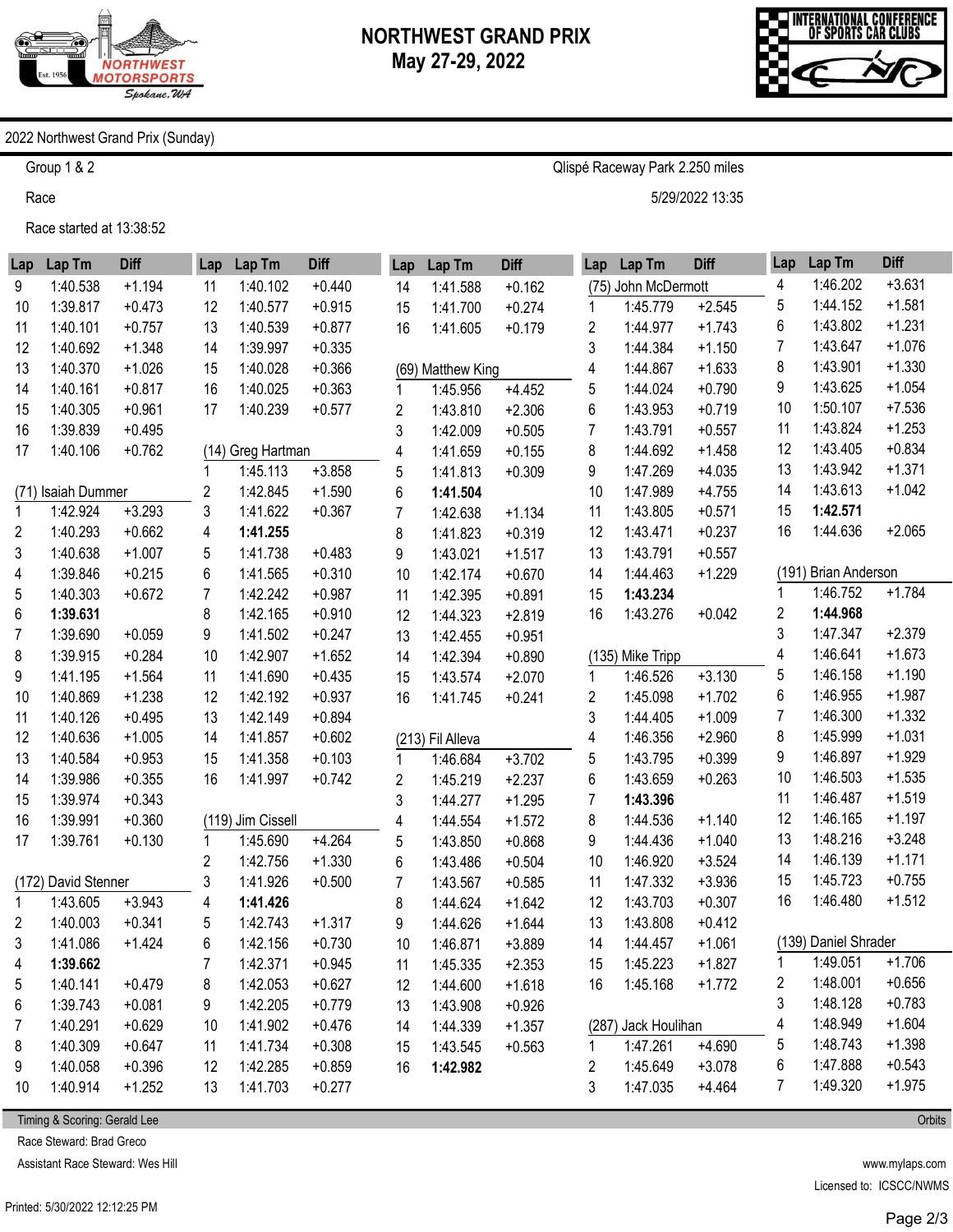# NORTHWEST GRAND PRIX
## May 27-29, 2022

2022 Northwest Grand Prix (Sunday)

Group 1 & 2 — Qlispé Raceway Park 2.250 miles

Race — 5/29/2022 13:35

Race started at 13:38:52

*(continued)*

| Lap | Lap Tm | Diff |
|---|---|---|
| 9 | 1:40.538 | +1.194 |
| 10 | 1:39.817 | +0.473 |
| 11 | 1:40.101 | +0.757 |
| 12 | 1:40.692 | +1.348 |
| 13 | 1:40.370 | +1.026 |
| 14 | 1:40.161 | +0.817 |
| 15 | 1:40.305 | +0.961 |
| 16 | 1:39.839 | +0.495 |
| 17 | 1:40.106 | +0.762 |

**(71) Isaiah Dummer**

| Lap | Lap Tm | Diff |
|---|---|---|
| 1 | 1:42.924 | +3.293 |
| 2 | 1:40.293 | +0.662 |
| 3 | 1:40.638 | +1.007 |
| 4 | 1:39.846 | +0.215 |
| 5 | 1:40.303 | +0.672 |
| 6 | **1:39.631** | |
| 7 | 1:39.690 | +0.059 |
| 8 | 1:39.915 | +0.284 |
| 9 | 1:41.195 | +1.564 |
| 10 | 1:40.869 | +1.238 |
| 11 | 1:40.126 | +0.495 |
| 12 | 1:40.636 | +1.005 |
| 13 | 1:40.584 | +0.953 |
| 14 | 1:39.986 | +0.355 |
| 15 | 1:39.974 | +0.343 |
| 16 | 1:39.991 | +0.360 |
| 17 | 1:39.761 | +0.130 |

**(172) David Stenner**

| Lap | Lap Tm | Diff |
|---|---|---|
| 1 | 1:43.605 | +3.943 |
| 2 | 1:40.003 | +0.341 |
| 3 | 1:41.086 | +1.424 |
| 4 | **1:39.662** | |
| 5 | 1:40.141 | +0.479 |
| 6 | 1:39.743 | +0.081 |
| 7 | 1:40.291 | +0.629 |
| 8 | 1:40.309 | +0.647 |
| 9 | 1:40.058 | +0.396 |
| 10 | 1:40.914 | +1.252 |
| 11 | 1:40.102 | +0.440 |
| 12 | 1:40.577 | +0.915 |
| 13 | 1:40.539 | +0.877 |
| 14 | 1:39.997 | +0.335 |
| 15 | 1:40.028 | +0.366 |
| 16 | 1:40.025 | +0.363 |
| 17 | 1:40.239 | +0.577 |

**(14) Greg Hartman**

| Lap | Lap Tm | Diff |
|---|---|---|
| 1 | 1:45.113 | +3.858 |
| 2 | 1:42.845 | +1.590 |
| 3 | 1:41.622 | +0.367 |
| 4 | **1:41.255** | |
| 5 | 1:41.738 | +0.483 |
| 6 | 1:41.565 | +0.310 |
| 7 | 1:42.242 | +0.987 |
| 8 | 1:42.165 | +0.910 |
| 9 | 1:41.502 | +0.247 |
| 10 | 1:42.907 | +1.652 |
| 11 | 1:41.690 | +0.435 |
| 12 | 1:42.192 | +0.937 |
| 13 | 1:42.149 | +0.894 |
| 14 | 1:41.857 | +0.602 |
| 15 | 1:41.358 | +0.103 |
| 16 | 1:41.997 | +0.742 |

**(119) Jim Cissell**

| Lap | Lap Tm | Diff |
|---|---|---|
| 1 | 1:45.690 | +4.264 |
| 2 | 1:42.756 | +1.330 |
| 3 | 1:41.926 | +0.500 |
| 4 | **1:41.426** | |
| 5 | 1:42.743 | +1.317 |
| 6 | 1:42.156 | +0.730 |
| 7 | 1:42.371 | +0.945 |
| 8 | 1:42.053 | +0.627 |
| 9 | 1:42.205 | +0.779 |
| 10 | 1:41.902 | +0.476 |
| 11 | 1:41.734 | +0.308 |
| 12 | 1:42.285 | +0.859 |
| 13 | 1:41.703 | +0.277 |
| 14 | 1:41.588 | +0.162 |
| 15 | 1:41.700 | +0.274 |
| 16 | 1:41.605 | +0.179 |

**(69) Matthew King**

| Lap | Lap Tm | Diff |
|---|---|---|
| 1 | 1:45.956 | +4.452 |
| 2 | 1:43.810 | +2.306 |
| 3 | 1:42.009 | +0.505 |
| 4 | 1:41.659 | +0.155 |
| 5 | 1:41.813 | +0.309 |
| 6 | **1:41.504** | |
| 7 | 1:42.638 | +1.134 |
| 8 | 1:41.823 | +0.319 |
| 9 | 1:43.021 | +1.517 |
| 10 | 1:42.174 | +0.670 |
| 11 | 1:42.395 | +0.891 |
| 12 | 1:44.323 | +2.819 |
| 13 | 1:42.455 | +0.951 |
| 14 | 1:42.394 | +0.890 |
| 15 | 1:43.574 | +2.070 |
| 16 | 1:41.745 | +0.241 |

**(213) Fil Alleva**

| Lap | Lap Tm | Diff |
|---|---|---|
| 1 | 1:46.684 | +3.702 |
| 2 | 1:45.219 | +2.237 |
| 3 | 1:44.277 | +1.295 |
| 4 | 1:44.554 | +1.572 |
| 5 | 1:43.850 | +0.868 |
| 6 | 1:43.486 | +0.504 |
| 7 | 1:43.567 | +0.585 |
| 8 | 1:44.624 | +1.642 |
| 9 | 1:44.626 | +1.644 |
| 10 | 1:46.871 | +3.889 |
| 11 | 1:45.335 | +2.353 |
| 12 | 1:44.600 | +1.618 |
| 13 | 1:43.908 | +0.926 |
| 14 | 1:44.339 | +1.357 |
| 15 | 1:43.545 | +0.563 |
| 16 | **1:42.982** | |

**(75) John McDermott**

| Lap | Lap Tm | Diff |
|---|---|---|
| 1 | 1:45.779 | +2.545 |
| 2 | 1:44.977 | +1.743 |
| 3 | 1:44.384 | +1.150 |
| 4 | 1:44.867 | +1.633 |
| 5 | 1:44.024 | +0.790 |
| 6 | 1:43.953 | +0.719 |
| 7 | 1:43.791 | +0.557 |
| 8 | 1:44.692 | +1.458 |
| 9 | 1:47.269 | +4.035 |
| 10 | 1:47.989 | +4.755 |
| 11 | 1:43.805 | +0.571 |
| 12 | 1:43.471 | +0.237 |
| 13 | 1:43.791 | +0.557 |
| 14 | 1:44.463 | +1.229 |
| 15 | **1:43.234** | |
| 16 | 1:43.276 | +0.042 |

**(135) Mike Tripp**

| Lap | Lap Tm | Diff |
|---|---|---|
| 1 | 1:46.526 | +3.130 |
| 2 | 1:45.098 | +1.702 |
| 3 | 1:44.405 | +1.009 |
| 4 | 1:46.356 | +2.960 |
| 5 | 1:43.795 | +0.399 |
| 6 | 1:43.659 | +0.263 |
| 7 | **1:43.396** | |
| 8 | 1:44.536 | +1.140 |
| 9 | 1:44.436 | +1.040 |
| 10 | 1:46.920 | +3.524 |
| 11 | 1:47.332 | +3.936 |
| 12 | 1:43.703 | +0.307 |
| 13 | 1:43.808 | +0.412 |
| 14 | 1:44.457 | +1.061 |
| 15 | 1:45.223 | +1.827 |
| 16 | 1:45.168 | +1.772 |

**(287) Jack Houlihan**

| Lap | Lap Tm | Diff |
|---|---|---|
| 1 | 1:47.261 | +4.690 |
| 2 | 1:45.649 | +3.078 |
| 3 | 1:47.035 | +4.464 |
| 4 | 1:46.202 | +3.631 |
| 5 | 1:44.152 | +1.581 |
| 6 | 1:43.802 | +1.231 |
| 7 | 1:43.647 | +1.076 |
| 8 | 1:43.901 | +1.330 |
| 9 | 1:43.625 | +1.054 |
| 10 | 1:50.107 | +7.536 |
| 11 | 1:43.824 | +1.253 |
| 12 | 1:43.405 | +0.834 |
| 13 | 1:43.942 | +1.371 |
| 14 | 1:43.613 | +1.042 |
| 15 | **1:42.571** | |
| 16 | 1:44.636 | +2.065 |

**(191) Brian Anderson**

| Lap | Lap Tm | Diff |
|---|---|---|
| 1 | 1:46.752 | +1.784 |
| 2 | **1:44.968** | |
| 3 | 1:47.347 | +2.379 |
| 4 | 1:46.641 | +1.673 |
| 5 | 1:46.158 | +1.190 |
| 6 | 1:46.955 | +1.987 |
| 7 | 1:46.300 | +1.332 |
| 8 | 1:45.999 | +1.031 |
| 9 | 1:46.897 | +1.929 |
| 10 | 1:46.503 | +1.535 |
| 11 | 1:46.487 | +1.519 |
| 12 | 1:46.165 | +1.197 |
| 13 | 1:48.216 | +3.248 |
| 14 | 1:46.139 | +1.171 |
| 15 | 1:45.723 | +0.755 |
| 16 | 1:46.480 | +1.512 |

**(139) Daniel Shrader**

| Lap | Lap Tm | Diff |
|---|---|---|
| 1 | 1:49.051 | +1.706 |
| 2 | 1:48.001 | +0.656 |
| 3 | 1:48.128 | +0.783 |
| 4 | 1:48.949 | +1.604 |
| 5 | 1:48.743 | +1.398 |
| 6 | 1:47.888 | +0.543 |
| 7 | 1:49.320 | +1.975 |

Timing & Scoring: Gerald Lee — Orbits

Race Steward: Brad Greco

Assistant Race Steward: Wes Hill

www.mylaps.com

Licensed to: ICSCC/NWMS

Printed: 5/30/2022 12:12:25 PM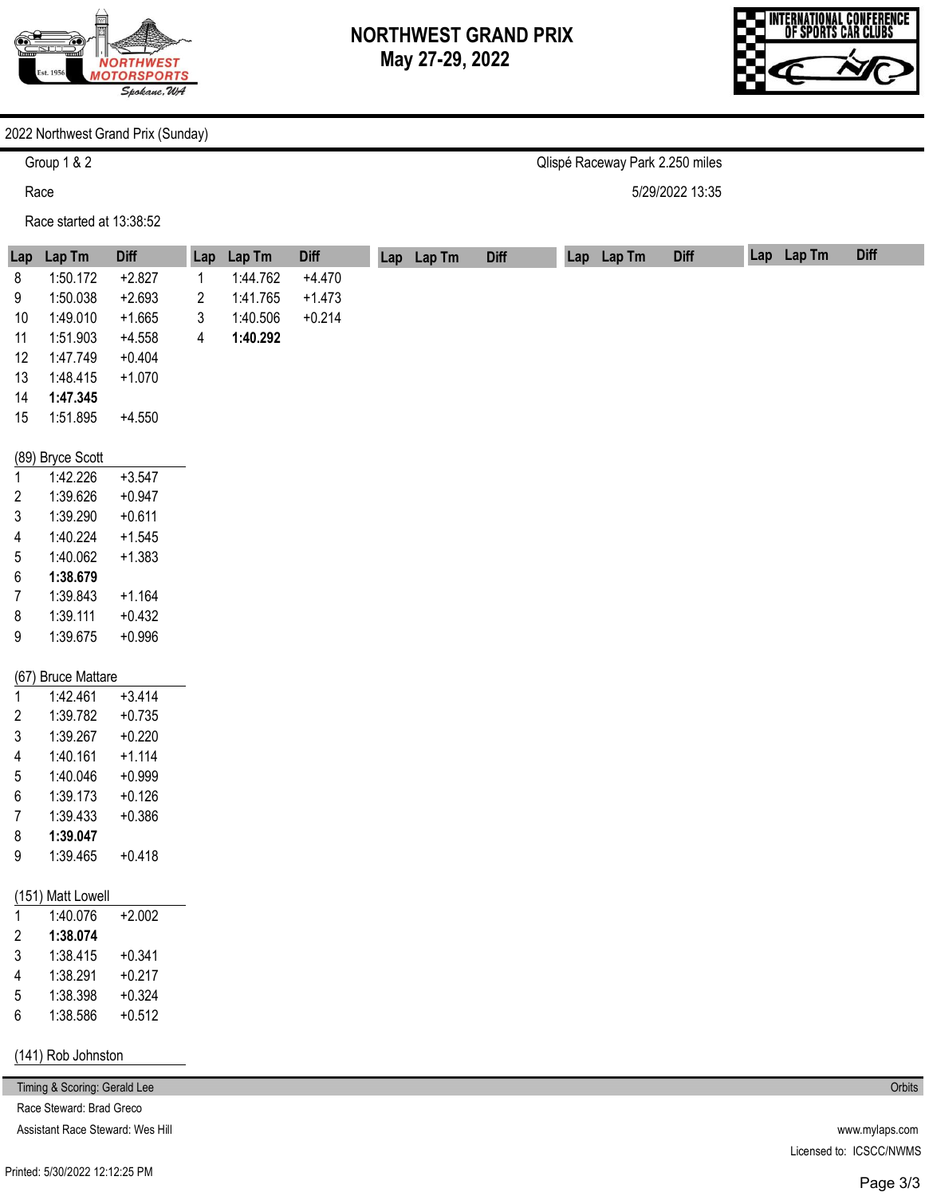# NORTHWEST GRAND PRIX
## May 27-29, 2022

2022 Northwest Grand Prix (Sunday)

Group 1 & 2 — Qlispé Raceway Park 2.250 miles

Race — 5/29/2022 13:35

Race started at 13:38:52

| Lap | Lap Tm | Diff |
|---|---|---|
| 8 | 1:50.172 | +2.827 |
| 9 | 1:50.038 | +2.693 |
| 10 | 1:49.010 | +1.665 |
| 11 | 1:51.903 | +4.558 |
| 12 | 1:47.749 | +0.404 |
| 13 | 1:48.415 | +1.070 |
| 14 | **1:47.345** | |
| 15 | 1:51.895 | +4.550 |

**(89) Bryce Scott**

| Lap | Lap Tm | Diff |
|---|---|---|
| 1 | 1:42.226 | +3.547 |
| 2 | 1:39.626 | +0.947 |
| 3 | 1:39.290 | +0.611 |
| 4 | 1:40.224 | +1.545 |
| 5 | 1:40.062 | +1.383 |
| 6 | **1:38.679** | |
| 7 | 1:39.843 | +1.164 |
| 8 | 1:39.111 | +0.432 |
| 9 | 1:39.675 | +0.996 |

**(67) Bruce Mattare**

| Lap | Lap Tm | Diff |
|---|---|---|
| 1 | 1:42.461 | +3.414 |
| 2 | 1:39.782 | +0.735 |
| 3 | 1:39.267 | +0.220 |
| 4 | 1:40.161 | +1.114 |
| 5 | 1:40.046 | +0.999 |
| 6 | 1:39.173 | +0.126 |
| 7 | 1:39.433 | +0.386 |
| 8 | **1:39.047** | |
| 9 | 1:39.465 | +0.418 |

**(151) Matt Lowell**

| Lap | Lap Tm | Diff |
|---|---|---|
| 1 | 1:40.076 | +2.002 |
| 2 | **1:38.074** | |
| 3 | 1:38.415 | +0.341 |
| 4 | 1:38.291 | +0.217 |
| 5 | 1:38.398 | +0.324 |
| 6 | 1:38.586 | +0.512 |

**(141) Rob Johnston**

| Lap | Lap Tm | Diff |
|---|---|---|
| 1 | 1:44.762 | +4.470 |
| 2 | 1:41.765 | +1.473 |
| 3 | 1:40.506 | +0.214 |
| 4 | **1:40.292** | |

Timing & Scoring: Gerald Lee

Race Steward: Brad Greco

Assistant Race Steward: Wes Hill

Orbits

www.mylaps.com

Licensed to: ICSCC/NWMS

Printed: 5/30/2022 12:12:25 PM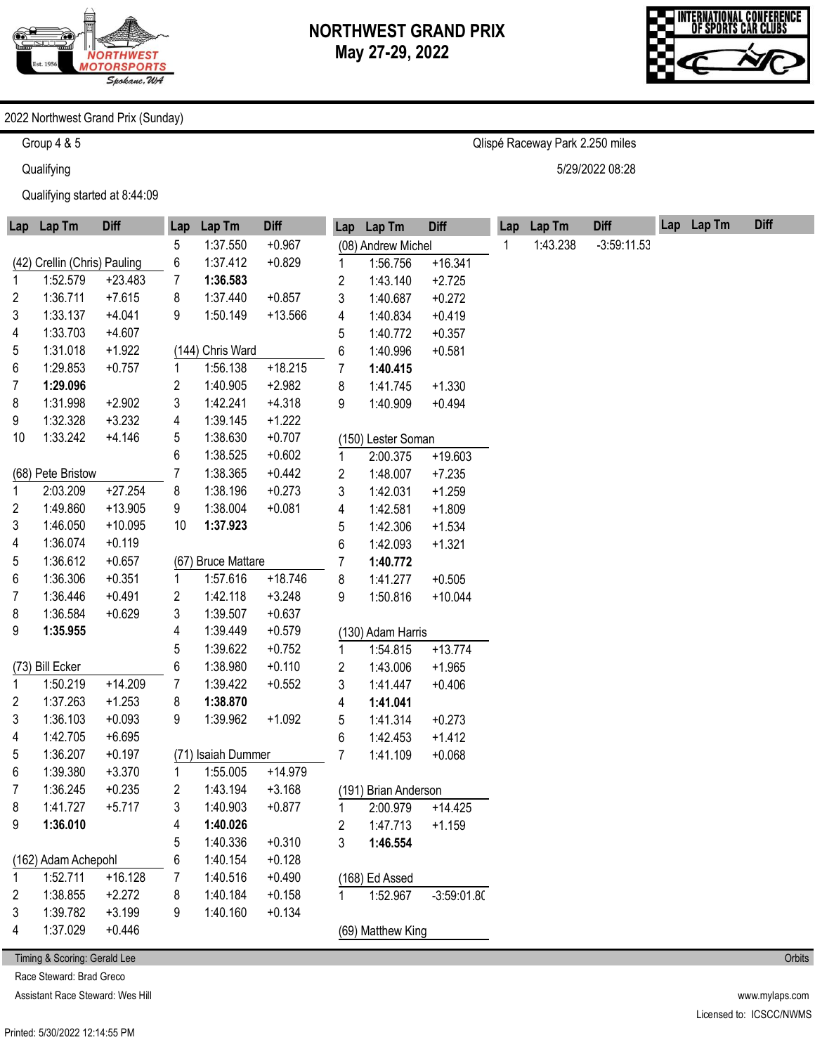# NORTHWEST GRAND PRIX
## May 27-29, 2022

2022 Northwest Grand Prix (Sunday)

Group 4 & 5 — Qlispé Raceway Park 2.250 miles

Qualifying — 5/29/2022 08:28

Qualifying started at 8:44:09

**(42) Crellin (Chris) Pauling**

| Lap | Lap Tm | Diff |
|---|---|---|
| 1 | 1:52.579 | +23.483 |
| 2 | 1:36.711 | +7.615 |
| 3 | 1:33.137 | +4.041 |
| 4 | 1:33.703 | +4.607 |
| 5 | 1:31.018 | +1.922 |
| 6 | 1:29.853 | +0.757 |
| 7 | **1:29.096** | |
| 8 | 1:31.998 | +2.902 |
| 9 | 1:32.328 | +3.232 |
| 10 | 1:33.242 | +4.146 |

**(68) Pete Bristow**

| Lap | Lap Tm | Diff |
|---|---|---|
| 1 | 2:03.209 | +27.254 |
| 2 | 1:49.860 | +13.905 |
| 3 | 1:46.050 | +10.095 |
| 4 | 1:36.074 | +0.119 |
| 5 | 1:36.612 | +0.657 |
| 6 | 1:36.306 | +0.351 |
| 7 | 1:36.446 | +0.491 |
| 8 | 1:36.584 | +0.629 |
| 9 | **1:35.955** | |

**(73) Bill Ecker**

| Lap | Lap Tm | Diff |
|---|---|---|
| 1 | 1:50.219 | +14.209 |
| 2 | 1:37.263 | +1.253 |
| 3 | 1:36.103 | +0.093 |
| 4 | 1:42.705 | +6.695 |
| 5 | 1:36.207 | +0.197 |
| 6 | 1:39.380 | +3.370 |
| 7 | 1:36.245 | +0.235 |
| 8 | 1:41.727 | +5.717 |
| 9 | **1:36.010** | |

**(162) Adam Achepohl**

| Lap | Lap Tm | Diff |
|---|---|---|
| 1 | 1:52.711 | +16.128 |
| 2 | 1:38.855 | +2.272 |
| 3 | 1:39.782 | +3.199 |
| 4 | 1:37.029 | +0.446 |
| 5 | 1:37.550 | +0.967 |
| 6 | 1:37.412 | +0.829 |
| 7 | **1:36.583** | |
| 8 | 1:37.440 | +0.857 |
| 9 | 1:50.149 | +13.566 |

**(144) Chris Ward**

| Lap | Lap Tm | Diff |
|---|---|---|
| 1 | 1:56.138 | +18.215 |
| 2 | 1:40.905 | +2.982 |
| 3 | 1:42.241 | +4.318 |
| 4 | 1:39.145 | +1.222 |
| 5 | 1:38.630 | +0.707 |
| 6 | 1:38.525 | +0.602 |
| 7 | 1:38.365 | +0.442 |
| 8 | 1:38.196 | +0.273 |
| 9 | 1:38.004 | +0.081 |
| 10 | **1:37.923** | |

**(67) Bruce Mattare**

| Lap | Lap Tm | Diff |
|---|---|---|
| 1 | 1:57.616 | +18.746 |
| 2 | 1:42.118 | +3.248 |
| 3 | 1:39.507 | +0.637 |
| 4 | 1:39.449 | +0.579 |
| 5 | 1:39.622 | +0.752 |
| 6 | 1:38.980 | +0.110 |
| 7 | 1:39.422 | +0.552 |
| 8 | **1:38.870** | |
| 9 | 1:39.962 | +1.092 |

**(71) Isaiah Dummer**

| Lap | Lap Tm | Diff |
|---|---|---|
| 1 | 1:55.005 | +14.979 |
| 2 | 1:43.194 | +3.168 |
| 3 | 1:40.903 | +0.877 |
| 4 | **1:40.026** | |
| 5 | 1:40.336 | +0.310 |
| 6 | 1:40.154 | +0.128 |
| 7 | 1:40.516 | +0.490 |
| 8 | 1:40.184 | +0.158 |
| 9 | 1:40.160 | +0.134 |

**(08) Andrew Michel**

| Lap | Lap Tm | Diff |
|---|---|---|
| 1 | 1:56.756 | +16.341 |
| 2 | 1:43.140 | +2.725 |
| 3 | 1:40.687 | +0.272 |
| 4 | 1:40.834 | +0.419 |
| 5 | 1:40.772 | +0.357 |
| 6 | 1:40.996 | +0.581 |
| 7 | **1:40.415** | |
| 8 | 1:41.745 | +1.330 |
| 9 | 1:40.909 | +0.494 |

**(150) Lester Soman**

| Lap | Lap Tm | Diff |
|---|---|---|
| 1 | 2:00.375 | +19.603 |
| 2 | 1:48.007 | +7.235 |
| 3 | 1:42.031 | +1.259 |
| 4 | 1:42.581 | +1.809 |
| 5 | 1:42.306 | +1.534 |
| 6 | 1:42.093 | +1.321 |
| 7 | **1:40.772** | |
| 8 | 1:41.277 | +0.505 |
| 9 | 1:50.816 | +10.044 |

**(130) Adam Harris**

| Lap | Lap Tm | Diff |
|---|---|---|
| 1 | 1:54.815 | +13.774 |
| 2 | 1:43.006 | +1.965 |
| 3 | 1:41.447 | +0.406 |
| 4 | **1:41.041** | |
| 5 | 1:41.314 | +0.273 |
| 6 | 1:42.453 | +1.412 |
| 7 | 1:41.109 | +0.068 |

**(191) Brian Anderson**

| Lap | Lap Tm | Diff |
|---|---|---|
| 1 | 2:00.979 | +14.425 |
| 2 | 1:47.713 | +1.159 |
| 3 | **1:46.554** | |

**(168) Ed Assed**

| Lap | Lap Tm | Diff |
|---|---|---|
| 1 | 1:52.967 | -3:59:01.8( |

**(69) Matthew King**

| Lap | Lap Tm | Diff |
|---|---|---|
| 1 | 1:43.238 | -3:59:11.53 |

Timing & Scoring: Gerald Lee — Orbits

Race Steward: Brad Greco

Assistant Race Steward: Wes Hill — www.mylaps.com

Licensed to: ICSCC/NWMS

Printed: 5/30/2022 12:14:55 PM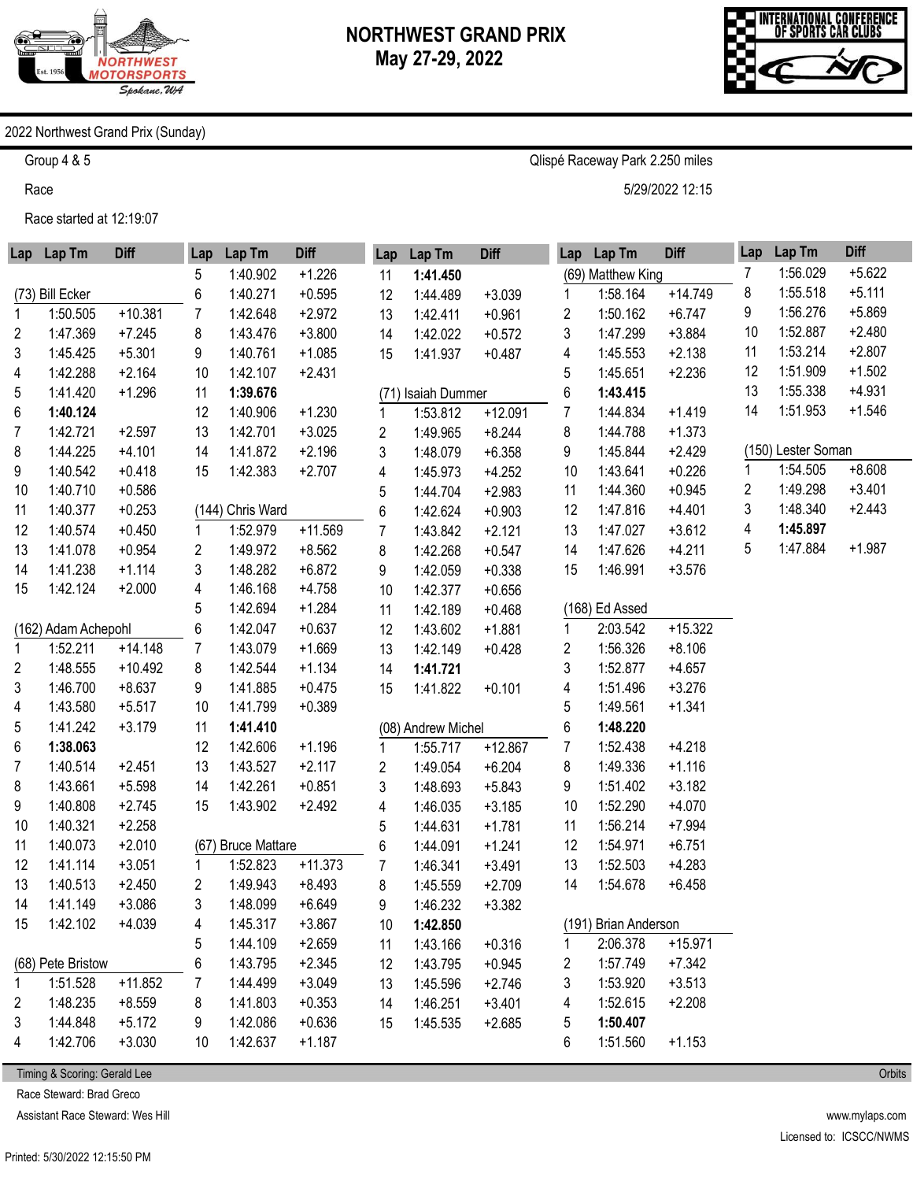# NORTHWEST GRAND PRIX
## May 27-29, 2022

2022 Northwest Grand Prix (Sunday)

Group 4 & 5 — Qlispé Raceway Park 2.250 miles

Race — 5/29/2022 12:15

Race started at 12:19:07

### (73) Bill Ecker

| Lap | Lap Tm | Diff |
|---|---|---|
| 1 | 1:50.505 | +10.381 |
| 2 | 1:47.369 | +7.245 |
| 3 | 1:45.425 | +5.301 |
| 4 | 1:42.288 | +2.164 |
| 5 | 1:41.420 | +1.296 |
| 6 | **1:40.124** | |
| 7 | 1:42.721 | +2.597 |
| 8 | 1:44.225 | +4.101 |
| 9 | 1:40.542 | +0.418 |
| 10 | 1:40.710 | +0.586 |
| 11 | 1:40.377 | +0.253 |
| 12 | 1:40.574 | +0.450 |
| 13 | 1:41.078 | +0.954 |
| 14 | 1:41.238 | +1.114 |
| 15 | 1:42.124 | +2.000 |

### (162) Adam Achepohl

| Lap | Lap Tm | Diff |
|---|---|---|
| 1 | 1:52.211 | +14.148 |
| 2 | 1:48.555 | +10.492 |
| 3 | 1:46.700 | +8.637 |
| 4 | 1:43.580 | +5.517 |
| 5 | 1:41.242 | +3.179 |
| 6 | **1:38.063** | |
| 7 | 1:40.514 | +2.451 |
| 8 | 1:43.661 | +5.598 |
| 9 | 1:40.808 | +2.745 |
| 10 | 1:40.321 | +2.258 |
| 11 | 1:40.073 | +2.010 |
| 12 | 1:41.114 | +3.051 |
| 13 | 1:40.513 | +2.450 |
| 14 | 1:41.149 | +3.086 |
| 15 | 1:42.102 | +4.039 |

### (68) Pete Bristow

| Lap | Lap Tm | Diff |
|---|---|---|
| 1 | 1:51.528 | +11.852 |
| 2 | 1:48.235 | +8.559 |
| 3 | 1:44.848 | +5.172 |
| 4 | 1:42.706 | +3.030 |
| 5 | 1:40.902 | +1.226 |
| 6 | 1:40.271 | +0.595 |
| 7 | 1:42.648 | +2.972 |
| 8 | 1:43.476 | +3.800 |
| 9 | 1:40.761 | +1.085 |
| 10 | 1:42.107 | +2.431 |
| 11 | **1:39.676** | |
| 12 | 1:40.906 | +1.230 |
| 13 | 1:42.701 | +3.025 |
| 14 | 1:41.872 | +2.196 |
| 15 | 1:42.383 | +2.707 |

### (144) Chris Ward

| Lap | Lap Tm | Diff |
|---|---|---|
| 1 | 1:52.979 | +11.569 |
| 2 | 1:49.972 | +8.562 |
| 3 | 1:48.282 | +6.872 |
| 4 | 1:46.168 | +4.758 |
| 5 | 1:42.694 | +1.284 |
| 6 | 1:42.047 | +0.637 |
| 7 | 1:43.079 | +1.669 |
| 8 | 1:42.544 | +1.134 |
| 9 | 1:41.885 | +0.475 |
| 10 | 1:41.799 | +0.389 |
| 11 | **1:41.410** | |
| 12 | 1:42.606 | +1.196 |
| 13 | 1:43.527 | +2.117 |
| 14 | 1:42.261 | +0.851 |
| 15 | 1:43.902 | +2.492 |

### (67) Bruce Mattare

| Lap | Lap Tm | Diff |
|---|---|---|
| 1 | 1:52.823 | +11.373 |
| 2 | 1:49.943 | +8.493 |
| 3 | 1:48.099 | +6.649 |
| 4 | 1:45.317 | +3.867 |
| 5 | 1:44.109 | +2.659 |
| 6 | 1:43.795 | +2.345 |
| 7 | 1:44.499 | +3.049 |
| 8 | 1:41.803 | +0.353 |
| 9 | 1:42.086 | +0.636 |
| 10 | 1:42.637 | +1.187 |
| 11 | **1:41.450** | |
| 12 | 1:44.489 | +3.039 |
| 13 | 1:42.411 | +0.961 |
| 14 | 1:42.022 | +0.572 |
| 15 | 1:41.937 | +0.487 |

### (71) Isaiah Dummer

| Lap | Lap Tm | Diff |
|---|---|---|
| 1 | 1:53.812 | +12.091 |
| 2 | 1:49.965 | +8.244 |
| 3 | 1:48.079 | +6.358 |
| 4 | 1:45.973 | +4.252 |
| 5 | 1:44.704 | +2.983 |
| 6 | 1:42.624 | +0.903 |
| 7 | 1:43.842 | +2.121 |
| 8 | 1:42.268 | +0.547 |
| 9 | 1:42.059 | +0.338 |
| 10 | 1:42.377 | +0.656 |
| 11 | 1:42.189 | +0.468 |
| 12 | 1:43.602 | +1.881 |
| 13 | 1:42.149 | +0.428 |
| 14 | **1:41.721** | |
| 15 | 1:41.822 | +0.101 |

### (08) Andrew Michel

| Lap | Lap Tm | Diff |
|---|---|---|
| 1 | 1:55.717 | +12.867 |
| 2 | 1:49.054 | +6.204 |
| 3 | 1:48.693 | +5.843 |
| 4 | 1:46.035 | +3.185 |
| 5 | 1:44.631 | +1.781 |
| 6 | 1:44.091 | +1.241 |
| 7 | 1:46.341 | +3.491 |
| 8 | 1:45.559 | +2.709 |
| 9 | 1:46.232 | +3.382 |
| 10 | **1:42.850** | |
| 11 | 1:43.166 | +0.316 |
| 12 | 1:43.795 | +0.945 |
| 13 | 1:45.596 | +2.746 |
| 14 | 1:46.251 | +3.401 |
| 15 | 1:45.535 | +2.685 |

### (69) Matthew King

| Lap | Lap Tm | Diff |
|---|---|---|
| 1 | 1:58.164 | +14.749 |
| 2 | 1:50.162 | +6.747 |
| 3 | 1:47.299 | +3.884 |
| 4 | 1:45.553 | +2.138 |
| 5 | 1:45.651 | +2.236 |
| 6 | **1:43.415** | |
| 7 | 1:44.834 | +1.419 |
| 8 | 1:44.788 | +1.373 |
| 9 | 1:45.844 | +2.429 |
| 10 | 1:43.641 | +0.226 |
| 11 | 1:44.360 | +0.945 |
| 12 | 1:47.816 | +4.401 |
| 13 | 1:47.027 | +3.612 |
| 14 | 1:47.626 | +4.211 |
| 15 | 1:46.991 | +3.576 |

### (168) Ed Assed

| Lap | Lap Tm | Diff |
|---|---|---|
| 1 | 2:03.542 | +15.322 |
| 2 | 1:56.326 | +8.106 |
| 3 | 1:52.877 | +4.657 |
| 4 | 1:51.496 | +3.276 |
| 5 | 1:49.561 | +1.341 |
| 6 | **1:48.220** | |
| 7 | 1:52.438 | +4.218 |
| 8 | 1:49.336 | +1.116 |
| 9 | 1:51.402 | +3.182 |
| 10 | 1:52.290 | +4.070 |
| 11 | 1:56.214 | +7.994 |
| 12 | 1:54.971 | +6.751 |
| 13 | 1:52.503 | +4.283 |
| 14 | 1:54.678 | +6.458 |

### (191) Brian Anderson

| Lap | Lap Tm | Diff |
|---|---|---|
| 1 | 2:06.378 | +15.971 |
| 2 | 1:57.749 | +7.342 |
| 3 | 1:53.920 | +3.513 |
| 4 | 1:52.615 | +2.208 |
| 5 | **1:50.407** | |
| 6 | 1:51.560 | +1.153 |
| 7 | 1:56.029 | +5.622 |
| 8 | 1:55.518 | +5.111 |
| 9 | 1:56.276 | +5.869 |
| 10 | 1:52.887 | +2.480 |
| 11 | 1:53.214 | +2.807 |
| 12 | 1:51.909 | +1.502 |
| 13 | 1:55.338 | +4.931 |
| 14 | 1:51.953 | +1.546 |

### (150) Lester Soman

| Lap | Lap Tm | Diff |
|---|---|---|
| 1 | 1:54.505 | +8.608 |
| 2 | 1:49.298 | +3.401 |
| 3 | 1:48.340 | +2.443 |
| 4 | **1:45.897** | |
| 5 | 1:47.884 | +1.987 |

Timing & Scoring: Gerald Lee

Race Steward: Brad Greco

Assistant Race Steward: Wes Hill

Orbits

www.mylaps.com

Licensed to: ICSCC/NWMS

Printed: 5/30/2022 12:15:50 PM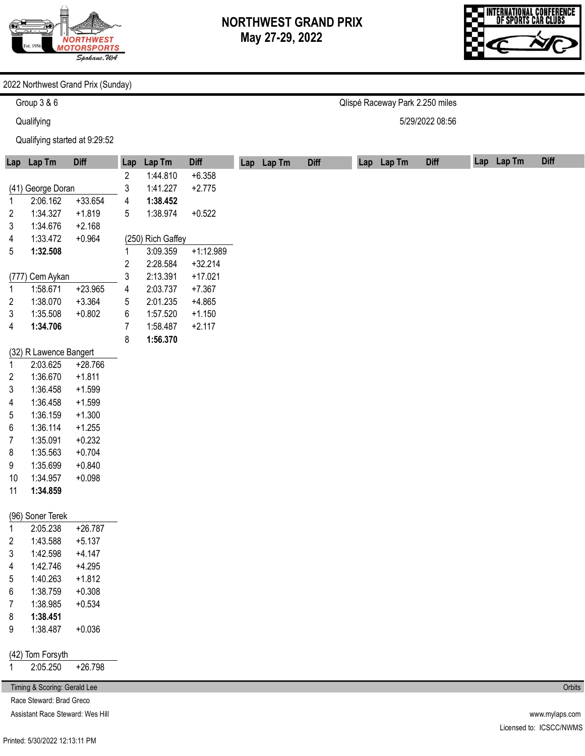# NORTHWEST GRAND PRIX
## May 27-29, 2022

2022 Northwest Grand Prix (Sunday)

Group 3 & 6 — Qlispé Raceway Park 2.250 miles

Qualifying — 5/29/2022 08:56

Qualifying started at 9:29:52

(continued from previous driver)

| Lap | Lap Tm | Diff |
|---|---|---|
| 2 | 1:44.810 | +6.358 |
| 3 | 1:41.227 | +2.775 |
| 4 | **1:38.452** | |
| 5 | 1:38.974 | +0.522 |

(41) George Doran

| Lap | Lap Tm | Diff |
|---|---|---|
| 1 | 2:06.162 | +33.654 |
| 2 | 1:34.327 | +1.819 |
| 3 | 1:34.676 | +2.168 |
| 4 | 1:33.472 | +0.964 |
| 5 | **1:32.508** | |

(777) Cem Aykan

| Lap | Lap Tm | Diff |
|---|---|---|
| 1 | 1:58.671 | +23.965 |
| 2 | 1:38.070 | +3.364 |
| 3 | 1:35.508 | +0.802 |
| 4 | **1:34.706** | |

(32) R Lawence Bangert

| Lap | Lap Tm | Diff |
|---|---|---|
| 1 | 2:03.625 | +28.766 |
| 2 | 1:36.670 | +1.811 |
| 3 | 1:36.458 | +1.599 |
| 4 | 1:36.458 | +1.599 |
| 5 | 1:36.159 | +1.300 |
| 6 | 1:36.114 | +1.255 |
| 7 | 1:35.091 | +0.232 |
| 8 | 1:35.563 | +0.704 |
| 9 | 1:35.699 | +0.840 |
| 10 | 1:34.957 | +0.098 |
| 11 | **1:34.859** | |

(96) Soner Terek

| Lap | Lap Tm | Diff |
|---|---|---|
| 1 | 2:05.238 | +26.787 |
| 2 | 1:43.588 | +5.137 |
| 3 | 1:42.598 | +4.147 |
| 4 | 1:42.746 | +4.295 |
| 5 | 1:40.263 | +1.812 |
| 6 | 1:38.759 | +0.308 |
| 7 | 1:38.985 | +0.534 |
| 8 | **1:38.451** | |
| 9 | 1:38.487 | +0.036 |

(42) Tom Forsyth

| Lap | Lap Tm | Diff |
|---|---|---|
| 1 | 2:05.250 | +26.798 |

(250) Rich Gaffey

| Lap | Lap Tm | Diff |
|---|---|---|
| 1 | 3:09.359 | +1:12.989 |
| 2 | 2:28.584 | +32.214 |
| 3 | 2:13.391 | +17.021 |
| 4 | 2:03.737 | +7.367 |
| 5 | 2:01.235 | +4.865 |
| 6 | 1:57.520 | +1.150 |
| 7 | 1:58.487 | +2.117 |
| 8 | **1:56.370** | |

Timing & Scoring: Gerald Lee — Orbits

Race Steward: Brad Greco

Assistant Race Steward: Wes Hill — www.mylaps.com

Licensed to: ICSCC/NWMS

Printed: 5/30/2022 12:13:11 PM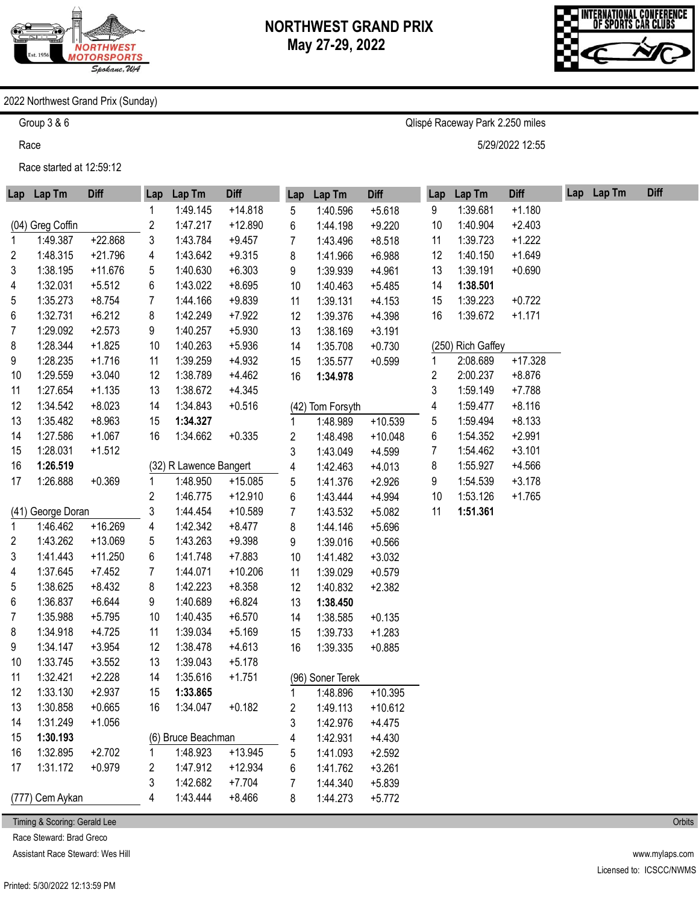# NORTHWEST GRAND PRIX
## May 27-29, 2022

2022 Northwest Grand Prix (Sunday)

Group 3 & 6 — Qlispé Raceway Park 2.250 miles

Race — 5/29/2022 12:55

Race started at 12:59:12

### (04) Greg Coffin

| Lap | Lap Tm | Diff |
|---|---|---|
| 1 | 1:49.387 | +22.868 |
| 2 | 1:48.315 | +21.796 |
| 3 | 1:38.195 | +11.676 |
| 4 | 1:32.031 | +5.512 |
| 5 | 1:35.273 | +8.754 |
| 6 | 1:32.731 | +6.212 |
| 7 | 1:29.092 | +2.573 |
| 8 | 1:28.344 | +1.825 |
| 9 | 1:28.235 | +1.716 |
| 10 | 1:29.559 | +3.040 |
| 11 | 1:27.654 | +1.135 |
| 12 | 1:34.542 | +8.023 |
| 13 | 1:35.482 | +8.963 |
| 14 | 1:27.586 | +1.067 |
| 15 | 1:28.031 | +1.512 |
| 16 | **1:26.519** | |
| 17 | 1:26.888 | +0.369 |

### (41) George Doran

| Lap | Lap Tm | Diff |
|---|---|---|
| 1 | 1:46.462 | +16.269 |
| 2 | 1:43.262 | +13.069 |
| 3 | 1:41.443 | +11.250 |
| 4 | 1:37.645 | +7.452 |
| 5 | 1:38.625 | +8.432 |
| 6 | 1:36.837 | +6.644 |
| 7 | 1:35.988 | +5.795 |
| 8 | 1:34.918 | +4.725 |
| 9 | 1:34.147 | +3.954 |
| 10 | 1:33.745 | +3.552 |
| 11 | 1:32.421 | +2.228 |
| 12 | 1:33.130 | +2.937 |
| 13 | 1:30.858 | +0.665 |
| 14 | 1:31.249 | +1.056 |
| 15 | **1:30.193** | |
| 16 | 1:32.895 | +2.702 |
| 17 | 1:31.172 | +0.979 |

### (777) Cem Aykan

| Lap | Lap Tm | Diff |
|---|---|---|
| 1 | 1:49.145 | +14.818 |
| 2 | 1:47.217 | +12.890 |
| 3 | 1:43.784 | +9.457 |
| 4 | 1:43.642 | +9.315 |
| 5 | 1:40.630 | +6.303 |
| 6 | 1:43.022 | +8.695 |
| 7 | 1:44.166 | +9.839 |
| 8 | 1:42.249 | +7.922 |
| 9 | 1:40.257 | +5.930 |
| 10 | 1:40.263 | +5.936 |
| 11 | 1:39.259 | +4.932 |
| 12 | 1:38.789 | +4.462 |
| 13 | 1:38.672 | +4.345 |
| 14 | 1:34.843 | +0.516 |
| 15 | **1:34.327** | |
| 16 | 1:34.662 | +0.335 |

### (32) R Lawence Bangert

| Lap | Lap Tm | Diff |
|---|---|---|
| 1 | 1:48.950 | +15.085 |
| 2 | 1:46.775 | +12.910 |
| 3 | 1:44.454 | +10.589 |
| 4 | 1:42.342 | +8.477 |
| 5 | 1:43.263 | +9.398 |
| 6 | 1:41.748 | +7.883 |
| 7 | 1:44.071 | +10.206 |
| 8 | 1:42.223 | +8.358 |
| 9 | 1:40.689 | +6.824 |
| 10 | 1:40.435 | +6.570 |
| 11 | 1:39.034 | +5.169 |
| 12 | 1:38.478 | +4.613 |
| 13 | 1:39.043 | +5.178 |
| 14 | 1:35.616 | +1.751 |
| 15 | **1:33.865** | |
| 16 | 1:34.047 | +0.182 |

### (6) Bruce Beachman

| Lap | Lap Tm | Diff |
|---|---|---|
| 1 | 1:48.923 | +13.945 |
| 2 | 1:47.912 | +12.934 |
| 3 | 1:42.682 | +7.704 |
| 4 | 1:43.444 | +8.466 |
| 5 | 1:40.596 | +5.618 |
| 6 | 1:44.198 | +9.220 |
| 7 | 1:43.496 | +8.518 |
| 8 | 1:41.966 | +6.988 |
| 9 | 1:39.939 | +4.961 |
| 10 | 1:40.463 | +5.485 |
| 11 | 1:39.131 | +4.153 |
| 12 | 1:39.376 | +4.398 |
| 13 | 1:38.169 | +3.191 |
| 14 | 1:35.708 | +0.730 |
| 15 | 1:35.577 | +0.599 |
| 16 | **1:34.978** | |

### (42) Tom Forsyth

| Lap | Lap Tm | Diff |
|---|---|---|
| 1 | 1:48.989 | +10.539 |
| 2 | 1:48.498 | +10.048 |
| 3 | 1:43.049 | +4.599 |
| 4 | 1:42.463 | +4.013 |
| 5 | 1:41.376 | +2.926 |
| 6 | 1:43.444 | +4.994 |
| 7 | 1:43.532 | +5.082 |
| 8 | 1:44.146 | +5.696 |
| 9 | 1:39.016 | +0.566 |
| 10 | 1:41.482 | +3.032 |
| 11 | 1:39.029 | +0.579 |
| 12 | 1:40.832 | +2.382 |
| 13 | **1:38.450** | |
| 14 | 1:38.585 | +0.135 |
| 15 | 1:39.733 | +1.283 |
| 16 | 1:39.335 | +0.885 |

### (96) Soner Terek

| Lap | Lap Tm | Diff |
|---|---|---|
| 1 | 1:48.896 | +10.395 |
| 2 | 1:49.113 | +10.612 |
| 3 | 1:42.976 | +4.475 |
| 4 | 1:42.931 | +4.430 |
| 5 | 1:41.093 | +2.592 |
| 6 | 1:41.762 | +3.261 |
| 7 | 1:44.340 | +5.839 |
| 8 | 1:44.273 | +5.772 |
| 9 | 1:39.681 | +1.180 |
| 10 | 1:40.904 | +2.403 |
| 11 | 1:39.723 | +1.222 |
| 12 | 1:40.150 | +1.649 |
| 13 | 1:39.191 | +0.690 |
| 14 | **1:38.501** | |
| 15 | 1:39.223 | +0.722 |
| 16 | 1:39.672 | +1.171 |

### (250) Rich Gaffey

| Lap | Lap Tm | Diff |
|---|---|---|
| 1 | 2:08.689 | +17.328 |
| 2 | 2:00.237 | +8.876 |
| 3 | 1:59.149 | +7.788 |
| 4 | 1:59.477 | +8.116 |
| 5 | 1:59.494 | +8.133 |
| 6 | 1:54.352 | +2.991 |
| 7 | 1:54.462 | +3.101 |
| 8 | 1:55.927 | +4.566 |
| 9 | 1:54.539 | +3.178 |
| 10 | 1:53.126 | +1.765 |
| 11 | **1:51.361** | |

Timing & Scoring: Gerald Lee — Orbits

Race Steward: Brad Greco

Assistant Race Steward: Wes Hill

www.mylaps.com

Licensed to: ICSCC/NWMS

Printed: 5/30/2022 12:13:59 PM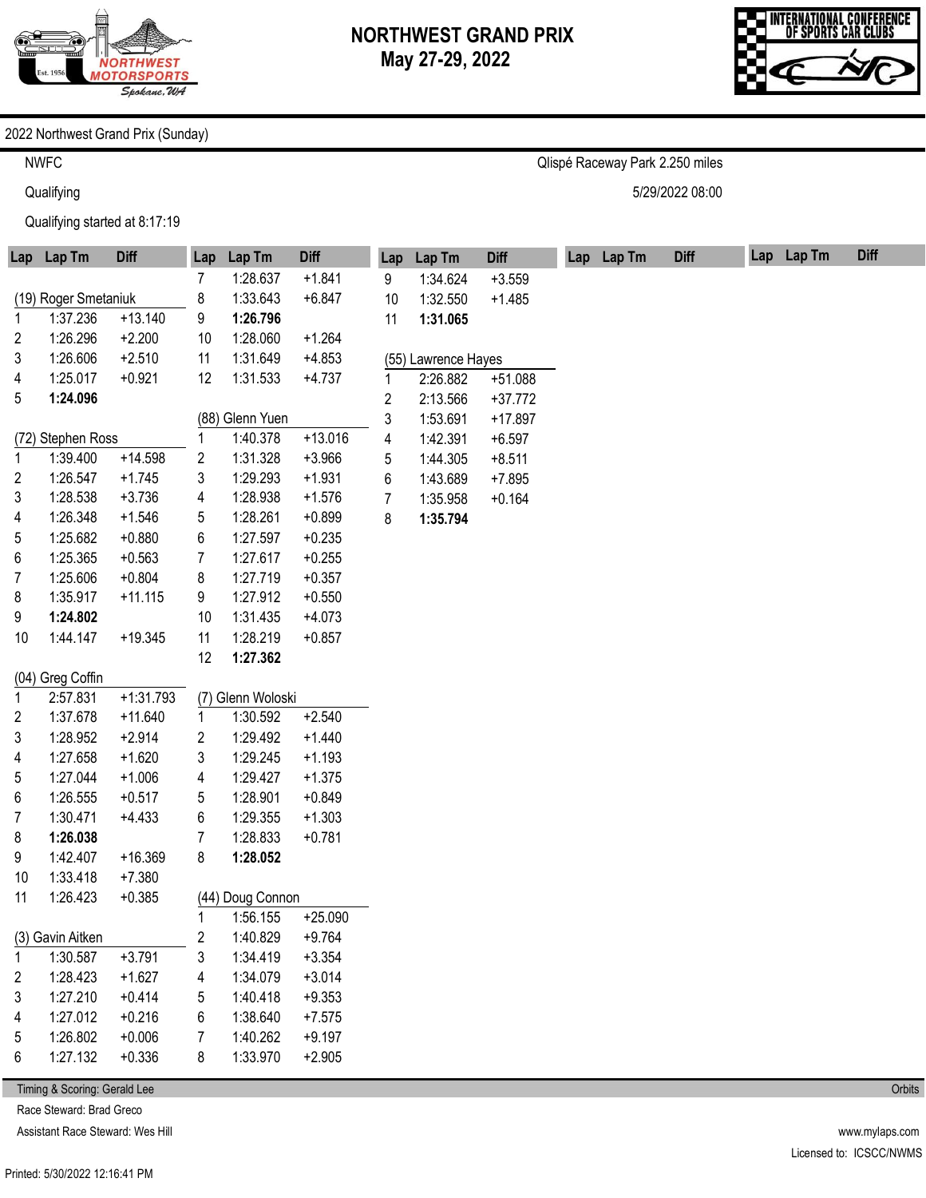# NORTHWEST GRAND PRIX
## May 27-29, 2022

2022 Northwest Grand Prix (Sunday)

NWFC

Qualifying

Qualifying started at 8:17:19

Qlispé Raceway Park 2.250 miles

5/29/2022 08:00

### (19) Roger Smetaniuk

| Lap | Lap Tm | Diff |
|---|---|---|
| 1 | 1:37.236 | +13.140 |
| 2 | 1:26.296 | +2.200 |
| 3 | 1:26.606 | +2.510 |
| 4 | 1:25.017 | +0.921 |
| 5 | **1:24.096** | |

### (72) Stephen Ross

| Lap | Lap Tm | Diff |
|---|---|---|
| 1 | 1:39.400 | +14.598 |
| 2 | 1:26.547 | +1.745 |
| 3 | 1:28.538 | +3.736 |
| 4 | 1:26.348 | +1.546 |
| 5 | 1:25.682 | +0.880 |
| 6 | 1:25.365 | +0.563 |
| 7 | 1:25.606 | +0.804 |
| 8 | 1:35.917 | +11.115 |
| 9 | **1:24.802** | |
| 10 | 1:44.147 | +19.345 |

### (04) Greg Coffin

| Lap | Lap Tm | Diff |
|---|---|---|
| 1 | 2:57.831 | +1:31.793 |
| 2 | 1:37.678 | +11.640 |
| 3 | 1:28.952 | +2.914 |
| 4 | 1:27.658 | +1.620 |
| 5 | 1:27.044 | +1.006 |
| 6 | 1:26.555 | +0.517 |
| 7 | 1:30.471 | +4.433 |
| 8 | **1:26.038** | |
| 9 | 1:42.407 | +16.369 |
| 10 | 1:33.418 | +7.380 |
| 11 | 1:26.423 | +0.385 |

### (3) Gavin Aitken

| Lap | Lap Tm | Diff |
|---|---|---|
| 1 | 1:30.587 | +3.791 |
| 2 | 1:28.423 | +1.627 |
| 3 | 1:27.210 | +0.414 |
| 4 | 1:27.012 | +0.216 |
| 5 | 1:26.802 | +0.006 |
| 6 | 1:27.132 | +0.336 |
| 7 | 1:28.637 | +1.841 |
| 8 | 1:33.643 | +6.847 |
| 9 | **1:26.796** | |
| 10 | 1:28.060 | +1.264 |
| 11 | 1:31.649 | +4.853 |
| 12 | 1:31.533 | +4.737 |

### (88) Glenn Yuen

| Lap | Lap Tm | Diff |
|---|---|---|
| 1 | 1:40.378 | +13.016 |
| 2 | 1:31.328 | +3.966 |
| 3 | 1:29.293 | +1.931 |
| 4 | 1:28.938 | +1.576 |
| 5 | 1:28.261 | +0.899 |
| 6 | 1:27.597 | +0.235 |
| 7 | 1:27.617 | +0.255 |
| 8 | 1:27.719 | +0.357 |
| 9 | 1:27.912 | +0.550 |
| 10 | 1:31.435 | +4.073 |
| 11 | 1:28.219 | +0.857 |
| 12 | **1:27.362** | |

### (7) Glenn Woloski

| Lap | Lap Tm | Diff |
|---|---|---|
| 1 | 1:30.592 | +2.540 |
| 2 | 1:29.492 | +1.440 |
| 3 | 1:29.245 | +1.193 |
| 4 | 1:29.427 | +1.375 |
| 5 | 1:28.901 | +0.849 |
| 6 | 1:29.355 | +1.303 |
| 7 | 1:28.833 | +0.781 |
| 8 | **1:28.052** | |

### (44) Doug Connon

| Lap | Lap Tm | Diff |
|---|---|---|
| 1 | 1:56.155 | +25.090 |
| 2 | 1:40.829 | +9.764 |
| 3 | 1:34.419 | +3.354 |
| 4 | 1:34.079 | +3.014 |
| 5 | 1:40.418 | +9.353 |
| 6 | 1:38.640 | +7.575 |
| 7 | 1:40.262 | +9.197 |
| 8 | 1:33.970 | +2.905 |
| 9 | 1:34.624 | +3.559 |
| 10 | 1:32.550 | +1.485 |
| 11 | **1:31.065** | |

### (55) Lawrence Hayes

| Lap | Lap Tm | Diff |
|---|---|---|
| 1 | 2:26.882 | +51.088 |
| 2 | 2:13.566 | +37.772 |
| 3 | 1:53.691 | +17.897 |
| 4 | 1:42.391 | +6.597 |
| 5 | 1:44.305 | +8.511 |
| 6 | 1:43.689 | +7.895 |
| 7 | 1:35.958 | +0.164 |
| 8 | **1:35.794** | |

Timing & Scoring: Gerald Lee

Race Steward: Brad Greco

Assistant Race Steward: Wes Hill

Orbits

www.mylaps.com

Licensed to: ICSCC/NWMS

Printed: 5/30/2022 12:16:41 PM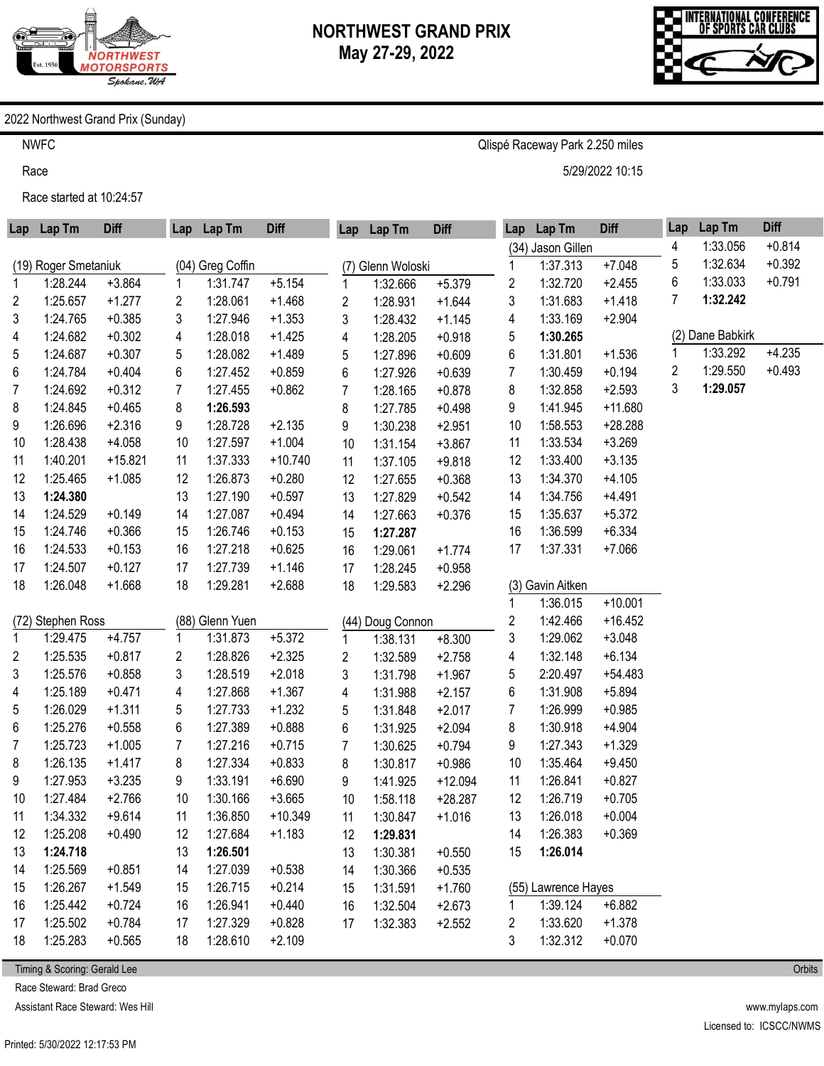# NORTHWEST GRAND PRIX
## May 27-29, 2022

2022 Northwest Grand Prix (Sunday)

NWFC

Race

Race started at 10:24:57

Qlispé Raceway Park 2.250 miles

5/29/2022 10:15

### (19) Roger Smetaniuk

| Lap | Lap Tm | Diff |
|---|---|---|
| 1 | 1:28.244 | +3.864 |
| 2 | 1:25.657 | +1.277 |
| 3 | 1:24.765 | +0.385 |
| 4 | 1:24.682 | +0.302 |
| 5 | 1:24.687 | +0.307 |
| 6 | 1:24.784 | +0.404 |
| 7 | 1:24.692 | +0.312 |
| 8 | 1:24.845 | +0.465 |
| 9 | 1:26.696 | +2.316 |
| 10 | 1:28.438 | +4.058 |
| 11 | 1:40.201 | +15.821 |
| 12 | 1:25.465 | +1.085 |
| 13 | **1:24.380** | |
| 14 | 1:24.529 | +0.149 |
| 15 | 1:24.746 | +0.366 |
| 16 | 1:24.533 | +0.153 |
| 17 | 1:24.507 | +0.127 |
| 18 | 1:26.048 | +1.668 |

### (72) Stephen Ross

| Lap | Lap Tm | Diff |
|---|---|---|
| 1 | 1:29.475 | +4.757 |
| 2 | 1:25.535 | +0.817 |
| 3 | 1:25.576 | +0.858 |
| 4 | 1:25.189 | +0.471 |
| 5 | 1:26.029 | +1.311 |
| 6 | 1:25.276 | +0.558 |
| 7 | 1:25.723 | +1.005 |
| 8 | 1:26.135 | +1.417 |
| 9 | 1:27.953 | +3.235 |
| 10 | 1:27.484 | +2.766 |
| 11 | 1:34.332 | +9.614 |
| 12 | 1:25.208 | +0.490 |
| 13 | **1:24.718** | |
| 14 | 1:25.569 | +0.851 |
| 15 | 1:26.267 | +1.549 |
| 16 | 1:25.442 | +0.724 |
| 17 | 1:25.502 | +0.784 |
| 18 | 1:25.283 | +0.565 |

### (04) Greg Coffin

| Lap | Lap Tm | Diff |
|---|---|---|
| 1 | 1:31.747 | +5.154 |
| 2 | 1:28.061 | +1.468 |
| 3 | 1:27.946 | +1.353 |
| 4 | 1:28.018 | +1.425 |
| 5 | 1:28.082 | +1.489 |
| 6 | 1:27.452 | +0.859 |
| 7 | 1:27.455 | +0.862 |
| 8 | **1:26.593** | |
| 9 | 1:28.728 | +2.135 |
| 10 | 1:27.597 | +1.004 |
| 11 | 1:37.333 | +10.740 |
| 12 | 1:26.873 | +0.280 |
| 13 | 1:27.190 | +0.597 |
| 14 | 1:27.087 | +0.494 |
| 15 | 1:26.746 | +0.153 |
| 16 | 1:27.218 | +0.625 |
| 17 | 1:27.739 | +1.146 |
| 18 | 1:29.281 | +2.688 |

### (88) Glenn Yuen

| Lap | Lap Tm | Diff |
|---|---|---|
| 1 | 1:31.873 | +5.372 |
| 2 | 1:28.826 | +2.325 |
| 3 | 1:28.519 | +2.018 |
| 4 | 1:27.868 | +1.367 |
| 5 | 1:27.733 | +1.232 |
| 6 | 1:27.389 | +0.888 |
| 7 | 1:27.216 | +0.715 |
| 8 | 1:27.334 | +0.833 |
| 9 | 1:33.191 | +6.690 |
| 10 | 1:30.166 | +3.665 |
| 11 | 1:36.850 | +10.349 |
| 12 | 1:27.684 | +1.183 |
| 13 | **1:26.501** | |
| 14 | 1:27.039 | +0.538 |
| 15 | 1:26.715 | +0.214 |
| 16 | 1:26.941 | +0.440 |
| 17 | 1:27.329 | +0.828 |
| 18 | 1:28.610 | +2.109 |

### (7) Glenn Woloski

| Lap | Lap Tm | Diff |
|---|---|---|
| 1 | 1:32.666 | +5.379 |
| 2 | 1:28.931 | +1.644 |
| 3 | 1:28.432 | +1.145 |
| 4 | 1:28.205 | +0.918 |
| 5 | 1:27.896 | +0.609 |
| 6 | 1:27.926 | +0.639 |
| 7 | 1:28.165 | +0.878 |
| 8 | 1:27.785 | +0.498 |
| 9 | 1:30.238 | +2.951 |
| 10 | 1:31.154 | +3.867 |
| 11 | 1:37.105 | +9.818 |
| 12 | 1:27.655 | +0.368 |
| 13 | 1:27.829 | +0.542 |
| 14 | 1:27.663 | +0.376 |
| 15 | **1:27.287** | |
| 16 | 1:29.061 | +1.774 |
| 17 | 1:28.245 | +0.958 |
| 18 | 1:29.583 | +2.296 |

### (44) Doug Connon

| Lap | Lap Tm | Diff |
|---|---|---|
| 1 | 1:38.131 | +8.300 |
| 2 | 1:32.589 | +2.758 |
| 3 | 1:31.798 | +1.967 |
| 4 | 1:31.988 | +2.157 |
| 5 | 1:31.848 | +2.017 |
| 6 | 1:31.925 | +2.094 |
| 7 | 1:30.625 | +0.794 |
| 8 | 1:30.817 | +0.986 |
| 9 | 1:41.925 | +12.094 |
| 10 | 1:58.118 | +28.287 |
| 11 | 1:30.847 | +1.016 |
| 12 | **1:29.831** | |
| 13 | 1:30.381 | +0.550 |
| 14 | 1:30.366 | +0.535 |
| 15 | 1:31.591 | +1.760 |
| 16 | 1:32.504 | +2.673 |
| 17 | 1:32.383 | +2.552 |

### (34) Jason Gillen

| Lap | Lap Tm | Diff |
|---|---|---|
| 1 | 1:37.313 | +7.048 |
| 2 | 1:32.720 | +2.455 |
| 3 | 1:31.683 | +1.418 |
| 4 | 1:33.169 | +2.904 |
| 5 | **1:30.265** | |
| 6 | 1:31.801 | +1.536 |
| 7 | 1:30.459 | +0.194 |
| 8 | 1:32.858 | +2.593 |
| 9 | 1:41.945 | +11.680 |
| 10 | 1:58.553 | +28.288 |
| 11 | 1:33.534 | +3.269 |
| 12 | 1:33.400 | +3.135 |
| 13 | 1:34.370 | +4.105 |
| 14 | 1:34.756 | +4.491 |
| 15 | 1:35.637 | +5.372 |
| 16 | 1:36.599 | +6.334 |
| 17 | 1:37.331 | +7.066 |

### (3) Gavin Aitken

| Lap | Lap Tm | Diff |
|---|---|---|
| 1 | 1:36.015 | +10.001 |
| 2 | 1:42.466 | +16.452 |
| 3 | 1:29.062 | +3.048 |
| 4 | 1:32.148 | +6.134 |
| 5 | 2:20.497 | +54.483 |
| 6 | 1:31.908 | +5.894 |
| 7 | 1:26.999 | +0.985 |
| 8 | 1:30.918 | +4.904 |
| 9 | 1:27.343 | +1.329 |
| 10 | 1:35.464 | +9.450 |
| 11 | 1:26.841 | +0.827 |
| 12 | 1:26.719 | +0.705 |
| 13 | 1:26.018 | +0.004 |
| 14 | 1:26.383 | +0.369 |
| 15 | **1:26.014** | |

### (55) Lawrence Hayes

| Lap | Lap Tm | Diff |
|---|---|---|
| 1 | 1:39.124 | +6.882 |
| 2 | 1:33.620 | +1.378 |
| 3 | 1:32.312 | +0.070 |
| 4 | 1:33.056 | +0.814 |
| 5 | 1:32.634 | +0.392 |
| 6 | 1:33.033 | +0.791 |
| 7 | **1:32.242** | |

### (2) Dane Babkirk

| Lap | Lap Tm | Diff |
|---|---|---|
| 1 | 1:33.292 | +4.235 |
| 2 | 1:29.550 | +0.493 |
| 3 | **1:29.057** | |

Timing & Scoring: Gerald Lee

Race Steward: Brad Greco

Assistant Race Steward: Wes Hill

Orbits

www.mylaps.com

Licensed to: ICSCC/NWMS

Printed: 5/30/2022 12:17:53 PM